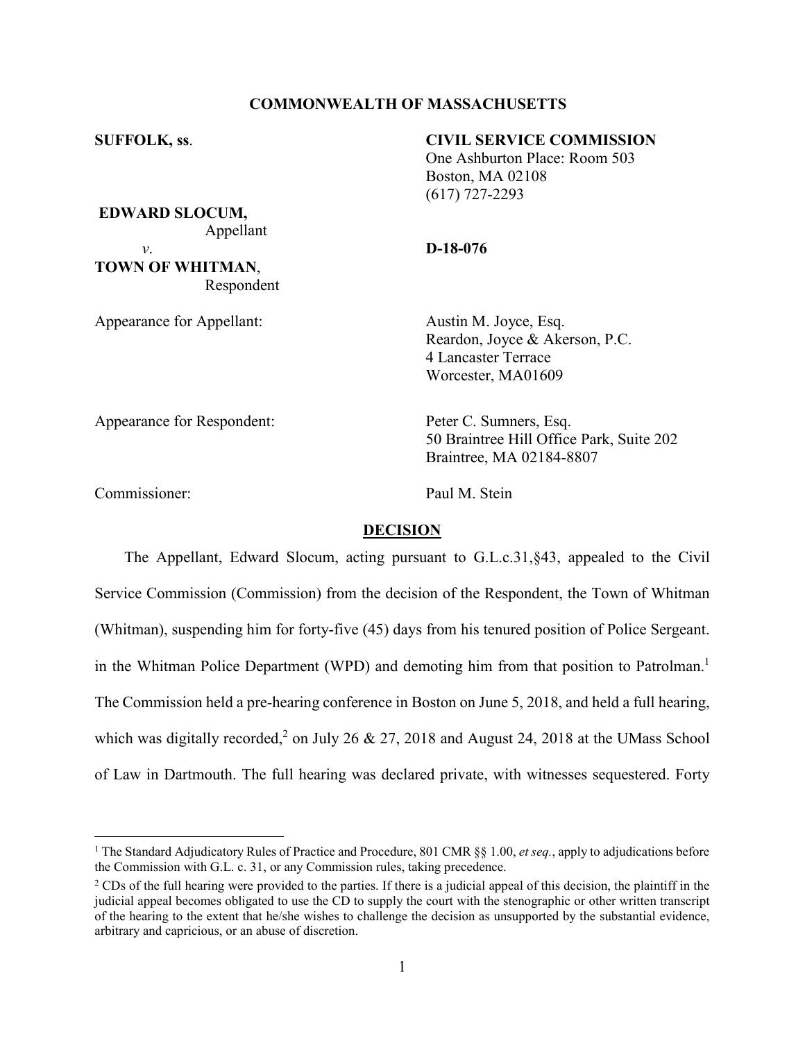**COMMONWEALTH OF MASSACHUSETTS**

**SUFFOLK, ss**.

**CIVIL SERVICE COMMISSION**
One Ashburton Place: Room 503
Boston, MA 02108
(617) 727-2293

**EDWARD SLOCUM,**
Appellant
*v*.
**TOWN OF WHITMAN**,
Respondent

**D-18-076**

Appearance for Appellant: Austin M. Joyce, Esq.
Reardon, Joyce & Akerson, P.C.
4 Lancaster Terrace
Worcester, MA01609

Appearance for Respondent: Peter C. Sumners, Esq.
50 Braintree Hill Office Park, Suite 202
Braintree, MA 02184-8807

Commissioner: Paul M. Stein

## DECISION

The Appellant, Edward Slocum, acting pursuant to G.L.c.31,§43, appealed to the Civil Service Commission (Commission) from the decision of the Respondent, the Town of Whitman (Whitman), suspending him for forty-five (45) days from his tenured position of Police Sergeant. in the Whitman Police Department (WPD) and demoting him from that position to Patrolman.[1] The Commission held a pre-hearing conference in Boston on June 5, 2018, and held a full hearing, which was digitally recorded,[2] on July 26 & 27, 2018 and August 24, 2018 at the UMass School of Law in Dartmouth. The full hearing was declared private, with witnesses sequestered. Forty

---

[1] The Standard Adjudicatory Rules of Practice and Procedure, 801 CMR §§ 1.00, *et seq.*, apply to adjudications before the Commission with G.L. c. 31, or any Commission rules, taking precedence.

[2] CDs of the full hearing were provided to the parties. If there is a judicial appeal of this decision, the plaintiff in the judicial appeal becomes obligated to use the CD to supply the court with the stenographic or other written transcript of the hearing to the extent that he/she wishes to challenge the decision as unsupported by the substantial evidence, arbitrary and capricious, or an abuse of discretion.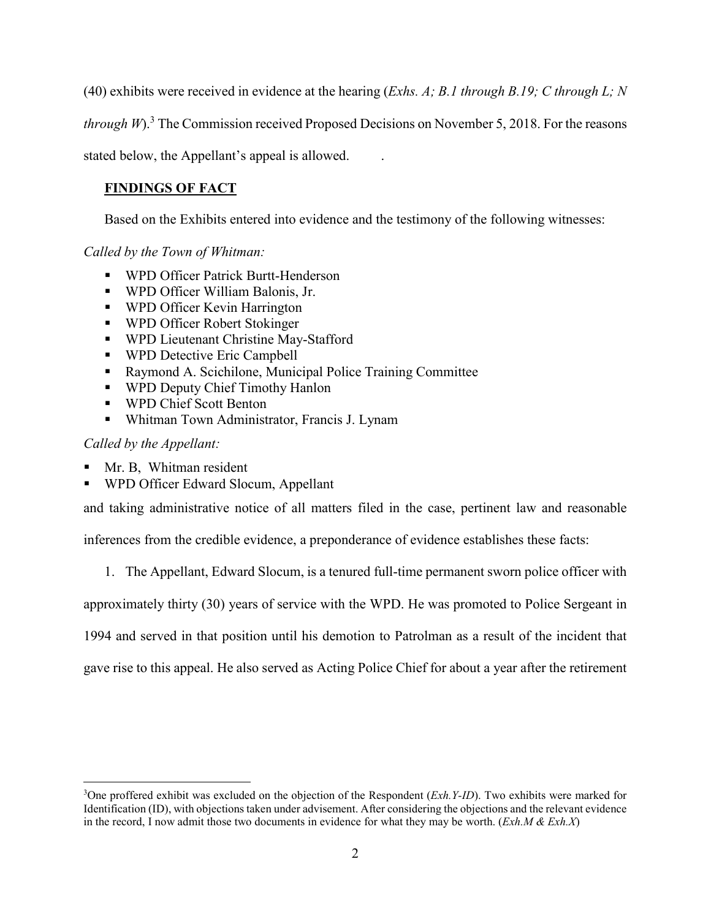(40) exhibits were received in evidence at the hearing (*Exhs. A; B.1 through B.19; C through L; N through W*).[3] The Commission received Proposed Decisions on November 5, 2018. For the reasons stated below, the Appellant's appeal is allowed.

**FINDINGS OF FACT**

Based on the Exhibits entered into evidence and the testimony of the following witnesses:

*Called by the Town of Whitman:*

- WPD Officer Patrick Burtt-Henderson
- WPD Officer William Balonis, Jr.
- WPD Officer Kevin Harrington
- WPD Officer Robert Stokinger
- WPD Lieutenant Christine May-Stafford
- WPD Detective Eric Campbell
- Raymond A. Scichilone, Municipal Police Training Committee
- WPD Deputy Chief Timothy Hanlon
- WPD Chief Scott Benton
- Whitman Town Administrator, Francis J. Lynam

*Called by the Appellant:*

- Mr. B, Whitman resident
- WPD Officer Edward Slocum, Appellant

and taking administrative notice of all matters filed in the case, pertinent law and reasonable inferences from the credible evidence, a preponderance of evidence establishes these facts:

1. The Appellant, Edward Slocum, is a tenured full-time permanent sworn police officer with approximately thirty (30) years of service with the WPD. He was promoted to Police Sergeant in 1994 and served in that position until his demotion to Patrolman as a result of the incident that gave rise to this appeal. He also served as Acting Police Chief for about a year after the retirement

[3] One proffered exhibit was excluded on the objection of the Respondent (*Exh.Y-ID*). Two exhibits were marked for Identification (ID), with objections taken under advisement. After considering the objections and the relevant evidence in the record, I now admit those two documents in evidence for what they may be worth. (*Exh.M & Exh.X*)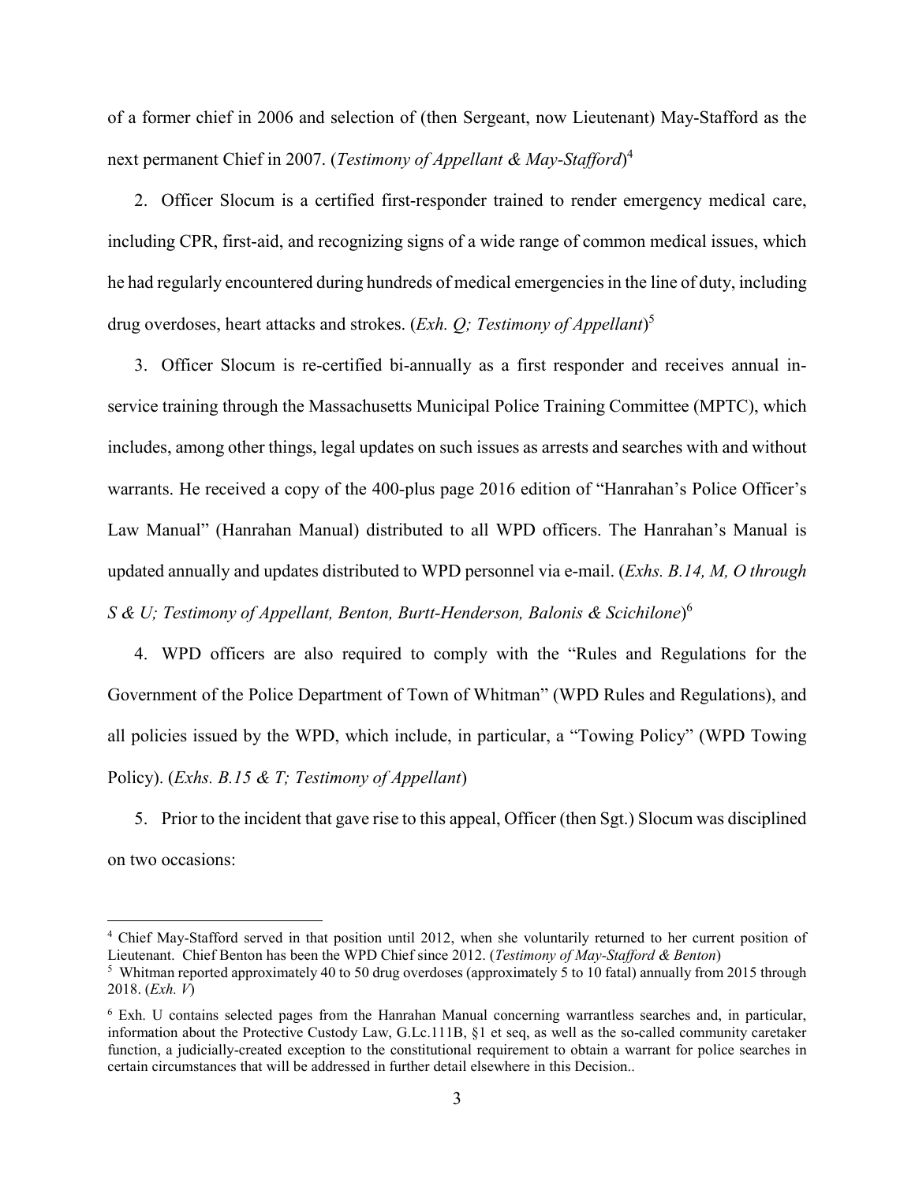of a former chief in 2006 and selection of (then Sergeant, now Lieutenant) May-Stafford as the next permanent Chief in 2007. (*Testimony of Appellant & May-Stafford*)[4]

2. Officer Slocum is a certified first-responder trained to render emergency medical care, including CPR, first-aid, and recognizing signs of a wide range of common medical issues, which he had regularly encountered during hundreds of medical emergencies in the line of duty, including drug overdoses, heart attacks and strokes. (*Exh. Q; Testimony of Appellant*)[5]

3. Officer Slocum is re-certified bi-annually as a first responder and receives annual in-service training through the Massachusetts Municipal Police Training Committee (MPTC), which includes, among other things, legal updates on such issues as arrests and searches with and without warrants. He received a copy of the 400-plus page 2016 edition of "Hanrahan's Police Officer's Law Manual" (Hanrahan Manual) distributed to all WPD officers. The Hanrahan's Manual is updated annually and updates distributed to WPD personnel via e-mail. (*Exhs. B.14, M, O through S & U; Testimony of Appellant, Benton, Burtt-Henderson, Balonis & Scichilone*)[6]

4. WPD officers are also required to comply with the "Rules and Regulations for the Government of the Police Department of Town of Whitman" (WPD Rules and Regulations), and all policies issued by the WPD, which include, in particular, a "Towing Policy" (WPD Towing Policy). (*Exhs. B.15 & T; Testimony of Appellant*)

5. Prior to the incident that gave rise to this appeal, Officer (then Sgt.) Slocum was disciplined on two occasions:

---

[4] Chief May-Stafford served in that position until 2012, when she voluntarily returned to her current position of Lieutenant. Chief Benton has been the WPD Chief since 2012. (*Testimony of May-Stafford & Benton*)

[5] Whitman reported approximately 40 to 50 drug overdoses (approximately 5 to 10 fatal) annually from 2015 through 2018. (*Exh. V*)

[6] Exh. U contains selected pages from the Hanrahan Manual concerning warrantless searches and, in particular, information about the Protective Custody Law, G.L.c.111B, §1 et seq, as well as the so-called community caretaker function, a judicially-created exception to the constitutional requirement to obtain a warrant for police searches in certain circumstances that will be addressed in further detail elsewhere in this Decision..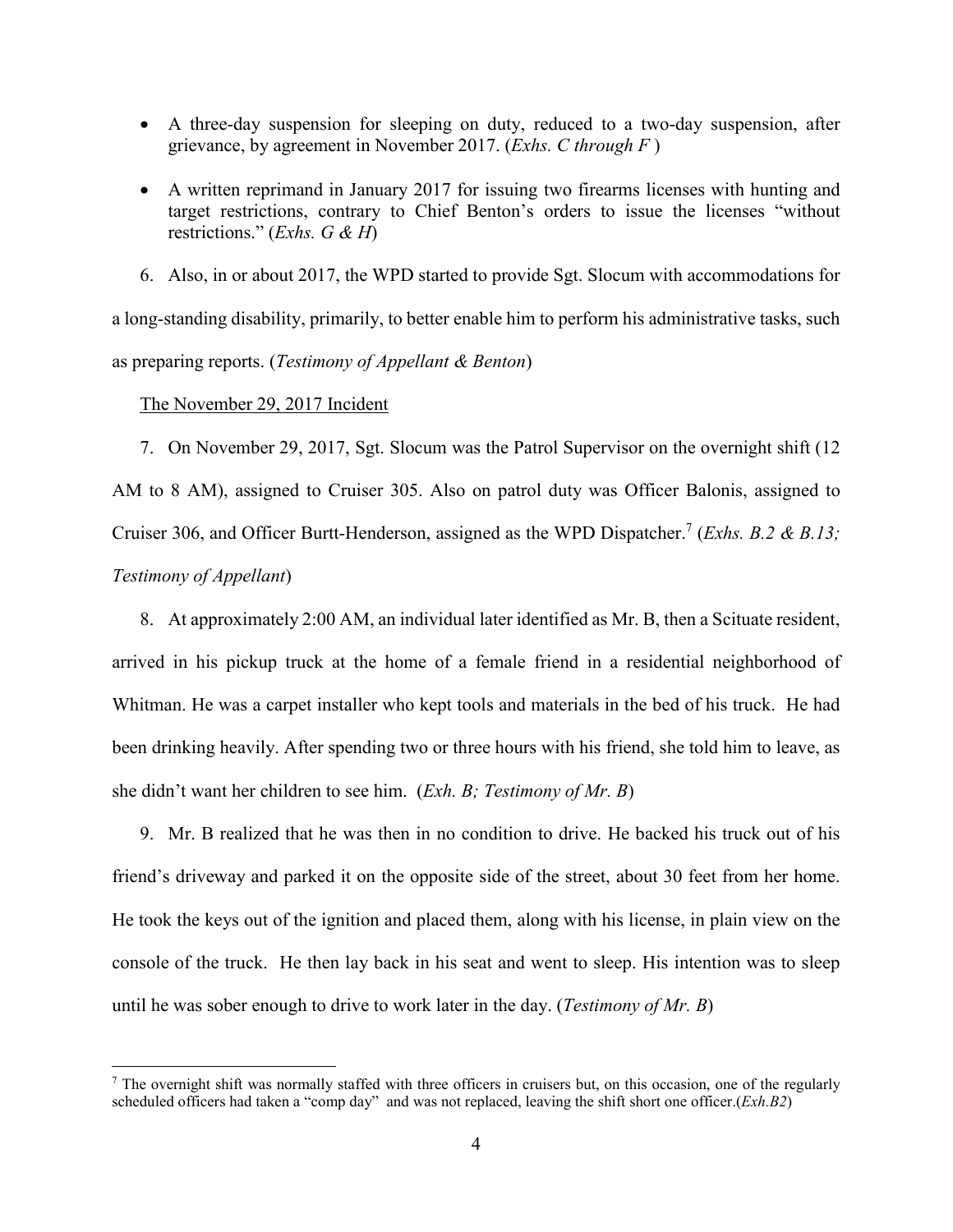- A three-day suspension for sleeping on duty, reduced to a two-day suspension, after grievance, by agreement in November 2017. (*Exhs. C through F* )

- A written reprimand in January 2017 for issuing two firearms licenses with hunting and target restrictions, contrary to Chief Benton's orders to issue the licenses "without restrictions." (*Exhs. G & H*)

6. Also, in or about 2017, the WPD started to provide Sgt. Slocum with accommodations for a long-standing disability, primarily, to better enable him to perform his administrative tasks, such as preparing reports. (*Testimony of Appellant & Benton*)

<u>The November 29, 2017 Incident</u>

7. On November 29, 2017, Sgt. Slocum was the Patrol Supervisor on the overnight shift (12 AM to 8 AM), assigned to Cruiser 305. Also on patrol duty was Officer Balonis, assigned to Cruiser 306, and Officer Burtt-Henderson, assigned as the WPD Dispatcher.[7] (*Exhs. B.2 & B.13; Testimony of Appellant*)

8. At approximately 2:00 AM, an individual later identified as Mr. B, then a Scituate resident, arrived in his pickup truck at the home of a female friend in a residential neighborhood of Whitman. He was a carpet installer who kept tools and materials in the bed of his truck. He had been drinking heavily. After spending two or three hours with his friend, she told him to leave, as she didn't want her children to see him. (*Exh. B; Testimony of Mr. B*)

9. Mr. B realized that he was then in no condition to drive. He backed his truck out of his friend's driveway and parked it on the opposite side of the street, about 30 feet from her home. He took the keys out of the ignition and placed them, along with his license, in plain view on the console of the truck. He then lay back in his seat and went to sleep. His intention was to sleep until he was sober enough to drive to work later in the day. (*Testimony of Mr. B*)

[7] The overnight shift was normally staffed with three officers in cruisers but, on this occasion, one of the regularly scheduled officers had taken a "comp day" and was not replaced, leaving the shift short one officer.(*Exh.B2*)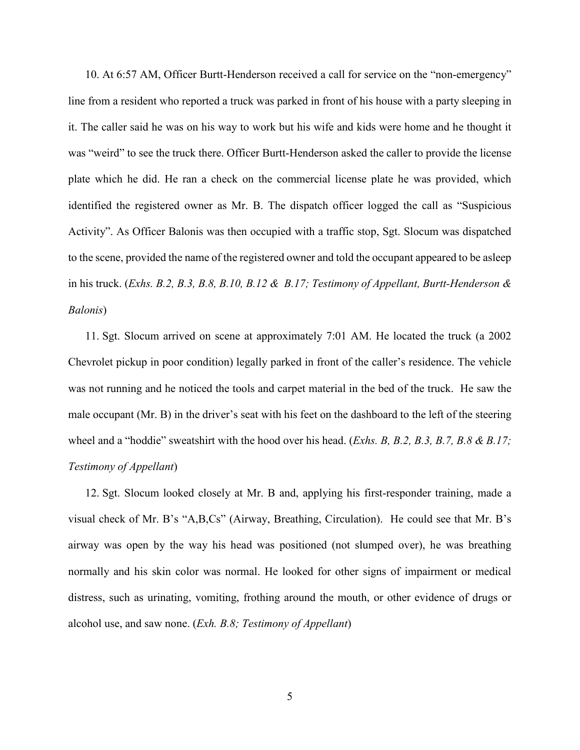10. At 6:57 AM, Officer Burtt-Henderson received a call for service on the "non-emergency" line from a resident who reported a truck was parked in front of his house with a party sleeping in it. The caller said he was on his way to work but his wife and kids were home and he thought it was "weird" to see the truck there. Officer Burtt-Henderson asked the caller to provide the license plate which he did. He ran a check on the commercial license plate he was provided, which identified the registered owner as Mr. B. The dispatch officer logged the call as "Suspicious Activity". As Officer Balonis was then occupied with a traffic stop, Sgt. Slocum was dispatched to the scene, provided the name of the registered owner and told the occupant appeared to be asleep in his truck. (*Exhs. B.2, B.3, B.8, B.10, B.12 & B.17; Testimony of Appellant, Burtt-Henderson & Balonis*)

11. Sgt. Slocum arrived on scene at approximately 7:01 AM. He located the truck (a 2002 Chevrolet pickup in poor condition) legally parked in front of the caller's residence. The vehicle was not running and he noticed the tools and carpet material in the bed of the truck. He saw the male occupant (Mr. B) in the driver's seat with his feet on the dashboard to the left of the steering wheel and a "hoddie" sweatshirt with the hood over his head. (*Exhs. B, B.2, B.3, B.7, B.8 & B.17; Testimony of Appellant*)

12. Sgt. Slocum looked closely at Mr. B and, applying his first-responder training, made a visual check of Mr. B's "A,B,Cs" (Airway, Breathing, Circulation). He could see that Mr. B's airway was open by the way his head was positioned (not slumped over), he was breathing normally and his skin color was normal. He looked for other signs of impairment or medical distress, such as urinating, vomiting, frothing around the mouth, or other evidence of drugs or alcohol use, and saw none. (*Exh. B.8; Testimony of Appellant*)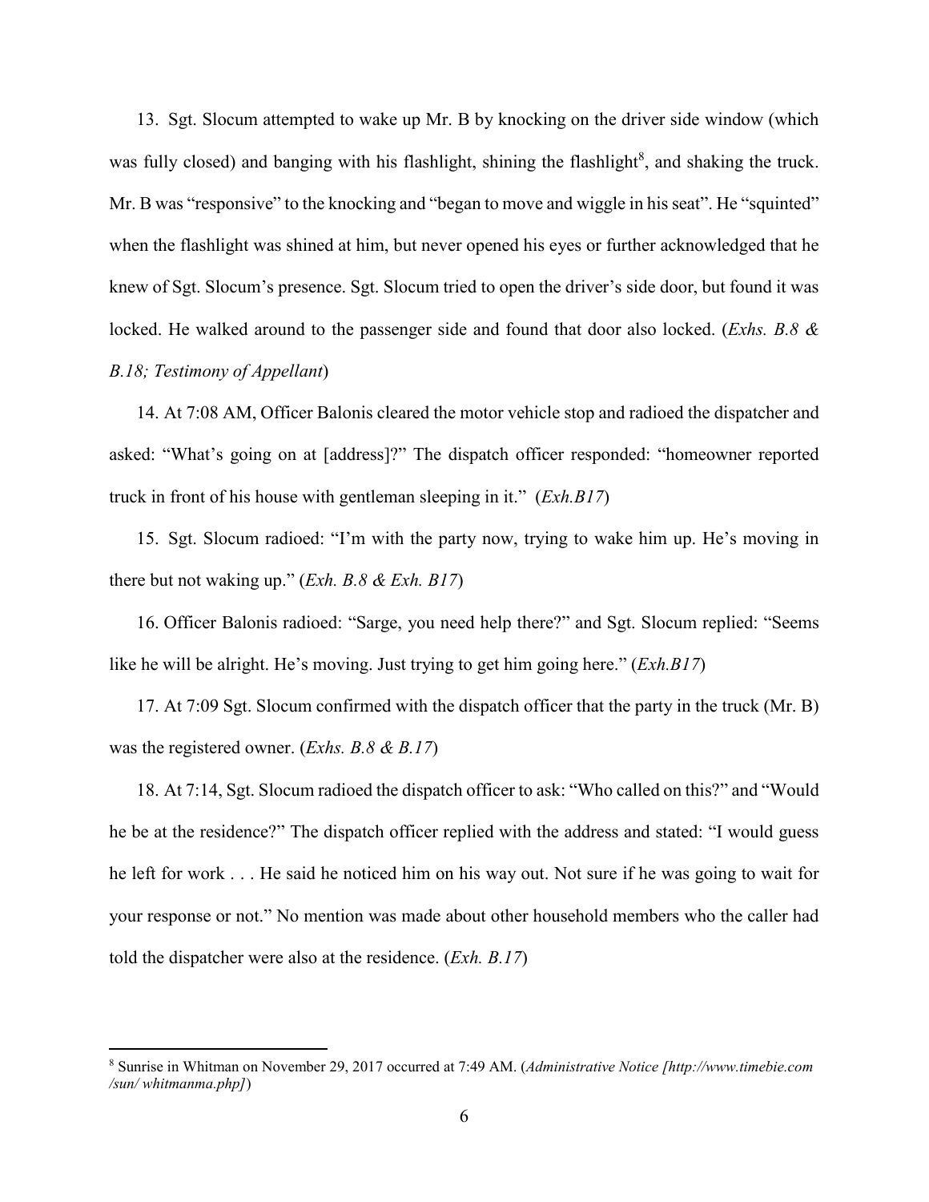13. Sgt. Slocum attempted to wake up Mr. B by knocking on the driver side window (which was fully closed) and banging with his flashlight, shining the flashlight[8], and shaking the truck. Mr. B was "responsive" to the knocking and "began to move and wiggle in his seat". He "squinted" when the flashlight was shined at him, but never opened his eyes or further acknowledged that he knew of Sgt. Slocum's presence. Sgt. Slocum tried to open the driver's side door, but found it was locked. He walked around to the passenger side and found that door also locked. (*Exhs. B.8 & B.18; Testimony of Appellant*)

14. At 7:08 AM, Officer Balonis cleared the motor vehicle stop and radioed the dispatcher and asked: "What's going on at [address]?" The dispatch officer responded: "homeowner reported truck in front of his house with gentleman sleeping in it." (*Exh.B17*)

15. Sgt. Slocum radioed: "I'm with the party now, trying to wake him up. He's moving in there but not waking up." (*Exh. B.8 & Exh. B17*)

16. Officer Balonis radioed: "Sarge, you need help there?" and Sgt. Slocum replied: "Seems like he will be alright. He's moving. Just trying to get him going here." (*Exh.B17*)

17. At 7:09 Sgt. Slocum confirmed with the dispatch officer that the party in the truck (Mr. B) was the registered owner. (*Exhs. B.8 & B.17*)

18. At 7:14, Sgt. Slocum radioed the dispatch officer to ask: "Who called on this?" and "Would he be at the residence?" The dispatch officer replied with the address and stated: "I would guess he left for work . . . He said he noticed him on his way out. Not sure if he was going to wait for your response or not." No mention was made about other household members who the caller had told the dispatcher were also at the residence. (*Exh. B.17*)

---

[8] Sunrise in Whitman on November 29, 2017 occurred at 7:49 AM. (*Administrative Notice [http://www.timebie.com /sun/ whitmanma.php]*)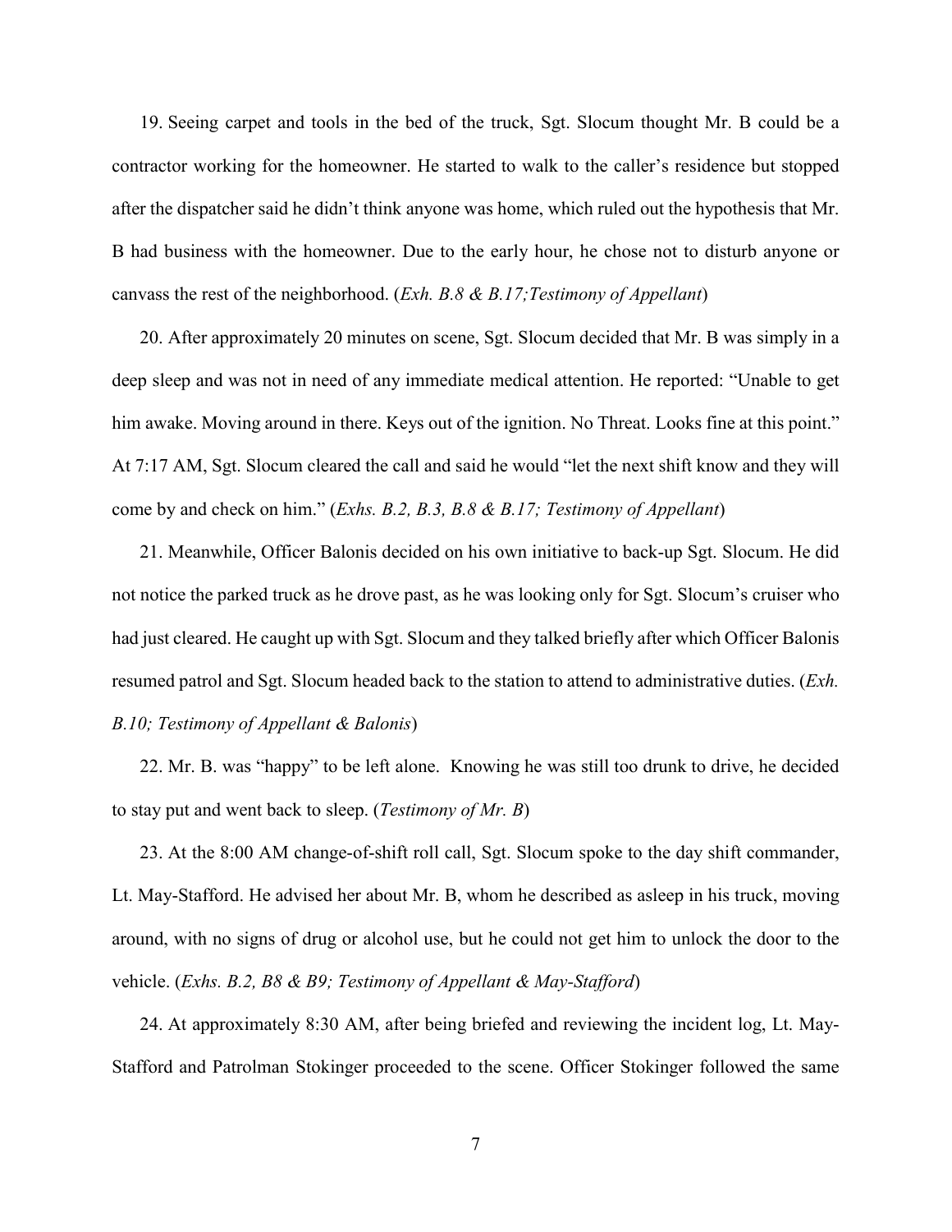19. Seeing carpet and tools in the bed of the truck, Sgt. Slocum thought Mr. B could be a contractor working for the homeowner. He started to walk to the caller's residence but stopped after the dispatcher said he didn't think anyone was home, which ruled out the hypothesis that Mr. B had business with the homeowner. Due to the early hour, he chose not to disturb anyone or canvass the rest of the neighborhood. (*Exh. B.8 & B.17;Testimony of Appellant*)

20. After approximately 20 minutes on scene, Sgt. Slocum decided that Mr. B was simply in a deep sleep and was not in need of any immediate medical attention. He reported: "Unable to get him awake. Moving around in there. Keys out of the ignition. No Threat. Looks fine at this point." At 7:17 AM, Sgt. Slocum cleared the call and said he would "let the next shift know and they will come by and check on him." (*Exhs. B.2, B.3, B.8 & B.17; Testimony of Appellant*)

21. Meanwhile, Officer Balonis decided on his own initiative to back-up Sgt. Slocum. He did not notice the parked truck as he drove past, as he was looking only for Sgt. Slocum's cruiser who had just cleared. He caught up with Sgt. Slocum and they talked briefly after which Officer Balonis resumed patrol and Sgt. Slocum headed back to the station to attend to administrative duties. (*Exh. B.10; Testimony of Appellant & Balonis*)

22. Mr. B. was "happy" to be left alone. Knowing he was still too drunk to drive, he decided to stay put and went back to sleep. (*Testimony of Mr. B*)

23. At the 8:00 AM change-of-shift roll call, Sgt. Slocum spoke to the day shift commander, Lt. May-Stafford. He advised her about Mr. B, whom he described as asleep in his truck, moving around, with no signs of drug or alcohol use, but he could not get him to unlock the door to the vehicle. (*Exhs. B.2, B8 & B9; Testimony of Appellant & May-Stafford*)

24. At approximately 8:30 AM, after being briefed and reviewing the incident log, Lt. May-Stafford and Patrolman Stokinger proceeded to the scene. Officer Stokinger followed the same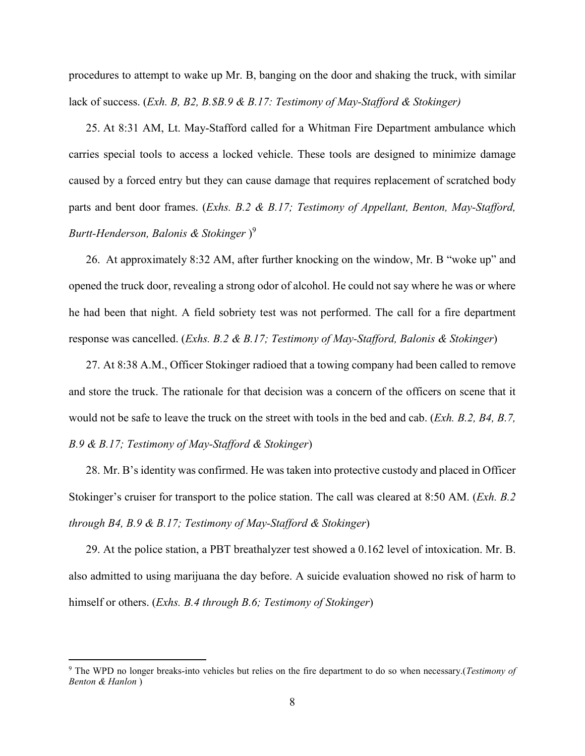procedures to attempt to wake up Mr. B, banging on the door and shaking the truck, with similar lack of success. (*Exh. B, B2, B.$B.9 & B.17: Testimony of May-Stafford & Stokinger)*

25. At 8:31 AM, Lt. May-Stafford called for a Whitman Fire Department ambulance which carries special tools to access a locked vehicle. These tools are designed to minimize damage caused by a forced entry but they can cause damage that requires replacement of scratched body parts and bent door frames. (*Exhs. B.2 & B.17; Testimony of Appellant, Benton, May-Stafford, Burtt-Henderson, Balonis & Stokinger* )[9]

26. At approximately 8:32 AM, after further knocking on the window, Mr. B "woke up" and opened the truck door, revealing a strong odor of alcohol. He could not say where he was or where he had been that night. A field sobriety test was not performed. The call for a fire department response was cancelled. (*Exhs. B.2 & B.17; Testimony of May-Stafford, Balonis & Stokinger*)

27. At 8:38 A.M., Officer Stokinger radioed that a towing company had been called to remove and store the truck. The rationale for that decision was a concern of the officers on scene that it would not be safe to leave the truck on the street with tools in the bed and cab. (*Exh. B.2, B4, B.7, B.9 & B.17; Testimony of May-Stafford & Stokinger*)

28. Mr. B's identity was confirmed. He was taken into protective custody and placed in Officer Stokinger's cruiser for transport to the police station. The call was cleared at 8:50 AM. (*Exh. B.2 through B4, B.9 & B.17; Testimony of May-Stafford & Stokinger*)

29. At the police station, a PBT breathalyzer test showed a 0.162 level of intoxication. Mr. B. also admitted to using marijuana the day before. A suicide evaluation showed no risk of harm to himself or others. (*Exhs. B.4 through B.6; Testimony of Stokinger*)

[9] The WPD no longer breaks-into vehicles but relies on the fire department to do so when necessary.(*Testimony of Benton & Hanlon* )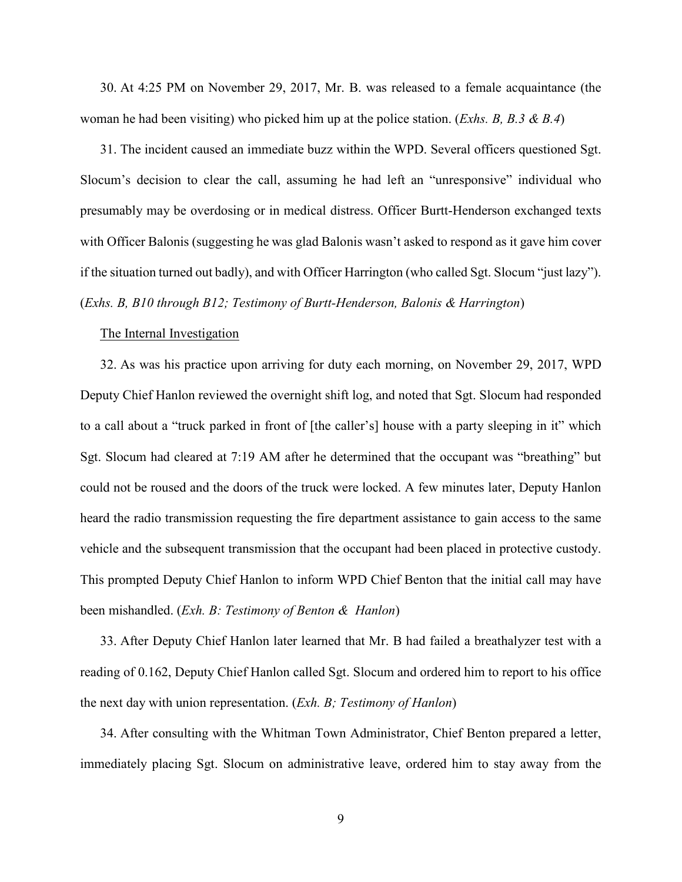30. At 4:25 PM on November 29, 2017, Mr. B. was released to a female acquaintance (the woman he had been visiting) who picked him up at the police station. (*Exhs. B, B.3 & B.4*)

31. The incident caused an immediate buzz within the WPD. Several officers questioned Sgt. Slocum's decision to clear the call, assuming he had left an "unresponsive" individual who presumably may be overdosing or in medical distress. Officer Burtt-Henderson exchanged texts with Officer Balonis (suggesting he was glad Balonis wasn't asked to respond as it gave him cover if the situation turned out badly), and with Officer Harrington (who called Sgt. Slocum "just lazy"). (*Exhs. B, B10 through B12; Testimony of Burtt-Henderson, Balonis & Harrington*)

<u>The Internal Investigation</u>

32. As was his practice upon arriving for duty each morning, on November 29, 2017, WPD Deputy Chief Hanlon reviewed the overnight shift log, and noted that Sgt. Slocum had responded to a call about a "truck parked in front of [the caller's] house with a party sleeping in it" which Sgt. Slocum had cleared at 7:19 AM after he determined that the occupant was "breathing" but could not be roused and the doors of the truck were locked. A few minutes later, Deputy Hanlon heard the radio transmission requesting the fire department assistance to gain access to the same vehicle and the subsequent transmission that the occupant had been placed in protective custody. This prompted Deputy Chief Hanlon to inform WPD Chief Benton that the initial call may have been mishandled. (*Exh. B: Testimony of Benton & Hanlon*)

33. After Deputy Chief Hanlon later learned that Mr. B had failed a breathalyzer test with a reading of 0.162, Deputy Chief Hanlon called Sgt. Slocum and ordered him to report to his office the next day with union representation. (*Exh. B; Testimony of Hanlon*)

34. After consulting with the Whitman Town Administrator, Chief Benton prepared a letter, immediately placing Sgt. Slocum on administrative leave, ordered him to stay away from the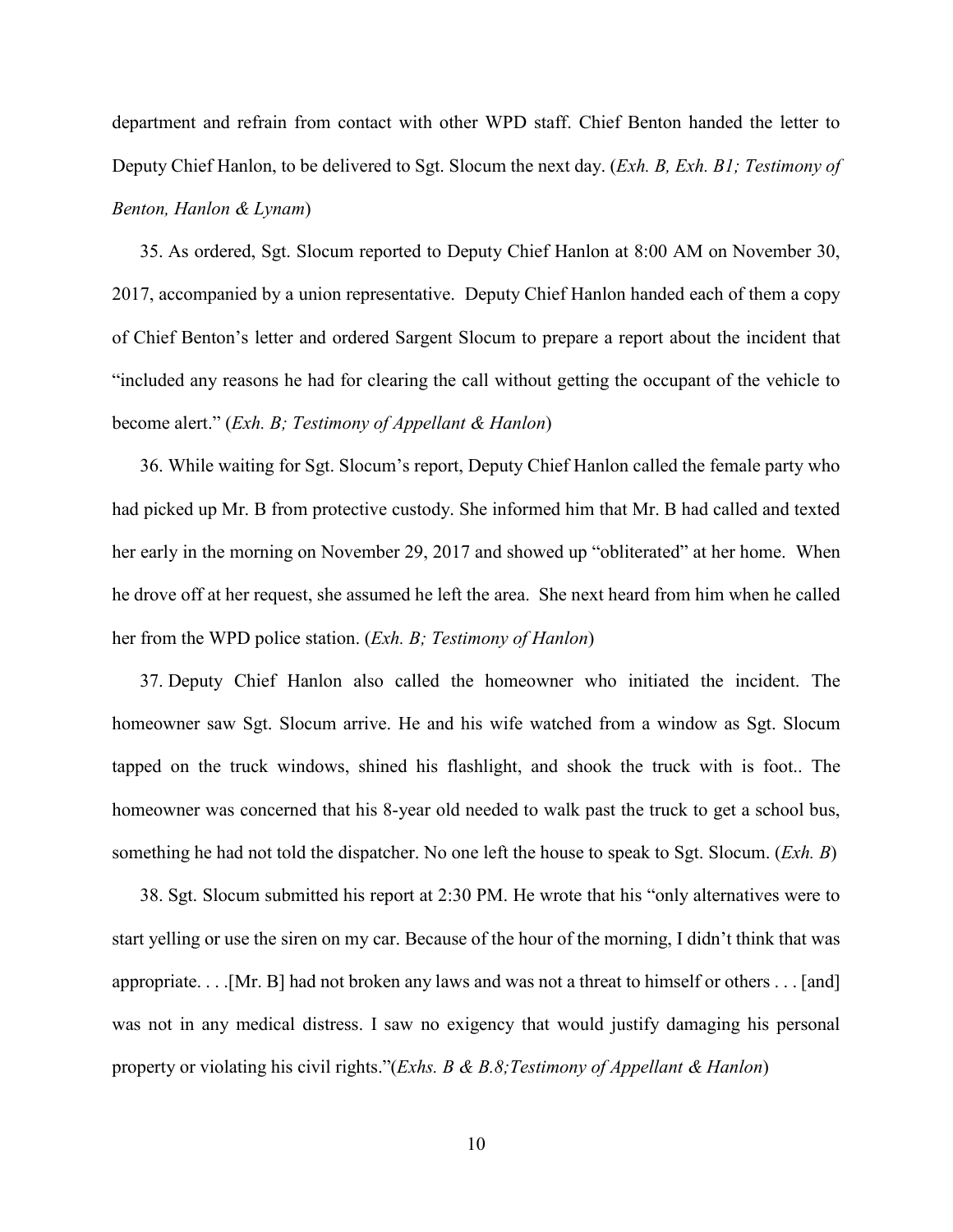department and refrain from contact with other WPD staff. Chief Benton handed the letter to Deputy Chief Hanlon, to be delivered to Sgt. Slocum the next day. (*Exh. B, Exh. B1; Testimony of Benton, Hanlon & Lynam*)

35. As ordered, Sgt. Slocum reported to Deputy Chief Hanlon at 8:00 AM on November 30, 2017, accompanied by a union representative. Deputy Chief Hanlon handed each of them a copy of Chief Benton's letter and ordered Sargent Slocum to prepare a report about the incident that "included any reasons he had for clearing the call without getting the occupant of the vehicle to become alert." (*Exh. B; Testimony of Appellant & Hanlon*)

36. While waiting for Sgt. Slocum's report, Deputy Chief Hanlon called the female party who had picked up Mr. B from protective custody. She informed him that Mr. B had called and texted her early in the morning on November 29, 2017 and showed up "obliterated" at her home. When he drove off at her request, she assumed he left the area. She next heard from him when he called her from the WPD police station. (*Exh. B; Testimony of Hanlon*)

37. Deputy Chief Hanlon also called the homeowner who initiated the incident. The homeowner saw Sgt. Slocum arrive. He and his wife watched from a window as Sgt. Slocum tapped on the truck windows, shined his flashlight, and shook the truck with is foot.. The homeowner was concerned that his 8-year old needed to walk past the truck to get a school bus, something he had not told the dispatcher. No one left the house to speak to Sgt. Slocum. (*Exh. B*)

38. Sgt. Slocum submitted his report at 2:30 PM. He wrote that his "only alternatives were to start yelling or use the siren on my car. Because of the hour of the morning, I didn't think that was appropriate. . . .[Mr. B] had not broken any laws and was not a threat to himself or others . . . [and] was not in any medical distress. I saw no exigency that would justify damaging his personal property or violating his civil rights."(*Exhs. B & B.8;Testimony of Appellant & Hanlon*)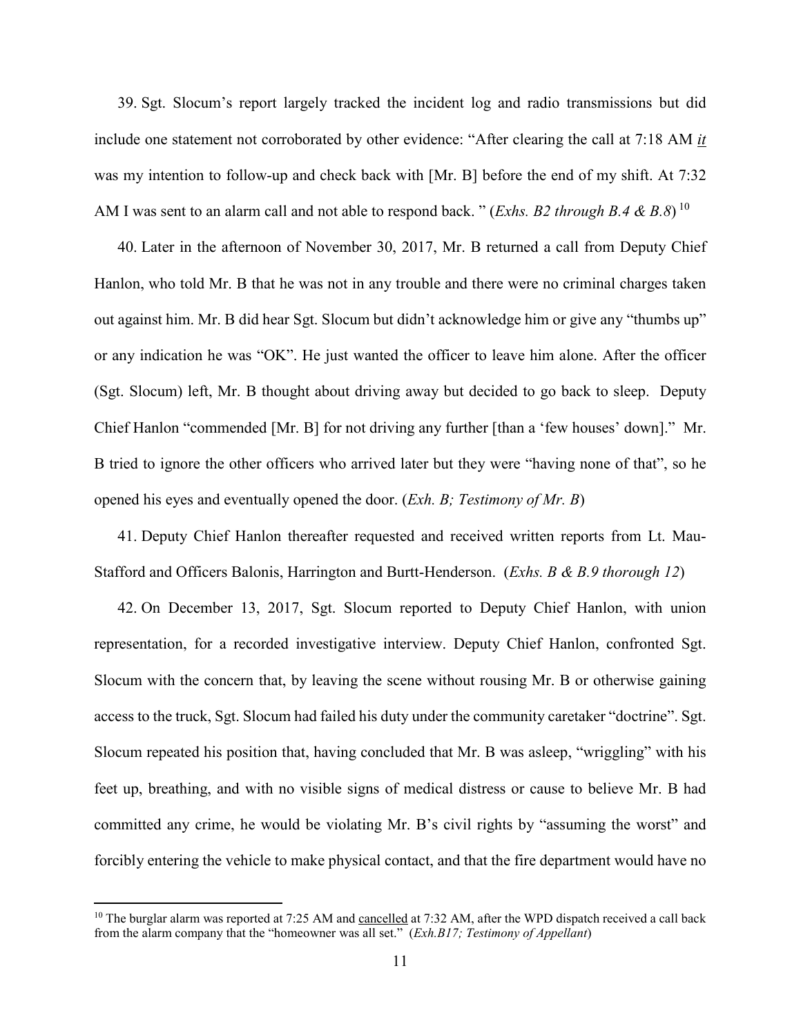39. Sgt. Slocum's report largely tracked the incident log and radio transmissions but did include one statement not corroborated by other evidence: "After clearing the call at 7:18 AM *it* was my intention to follow-up and check back with [Mr. B] before the end of my shift. At 7:32 AM I was sent to an alarm call and not able to respond back. " (*Exhs. B2 through B.4 & B.8*) [10]

40. Later in the afternoon of November 30, 2017, Mr. B returned a call from Deputy Chief Hanlon, who told Mr. B that he was not in any trouble and there were no criminal charges taken out against him. Mr. B did hear Sgt. Slocum but didn't acknowledge him or give any "thumbs up" or any indication he was "OK". He just wanted the officer to leave him alone. After the officer (Sgt. Slocum) left, Mr. B thought about driving away but decided to go back to sleep. Deputy Chief Hanlon "commended [Mr. B] for not driving any further [than a 'few houses' down]." Mr. B tried to ignore the other officers who arrived later but they were "having none of that", so he opened his eyes and eventually opened the door. (*Exh. B; Testimony of Mr. B*)

41. Deputy Chief Hanlon thereafter requested and received written reports from Lt. Mau-Stafford and Officers Balonis, Harrington and Burtt-Henderson. (*Exhs. B & B.9 thorough 12*)

42. On December 13, 2017, Sgt. Slocum reported to Deputy Chief Hanlon, with union representation, for a recorded investigative interview. Deputy Chief Hanlon, confronted Sgt. Slocum with the concern that, by leaving the scene without rousing Mr. B or otherwise gaining access to the truck, Sgt. Slocum had failed his duty under the community caretaker "doctrine". Sgt. Slocum repeated his position that, having concluded that Mr. B was asleep, "wriggling" with his feet up, breathing, and with no visible signs of medical distress or cause to believe Mr. B had committed any crime, he would be violating Mr. B's civil rights by "assuming the worst" and forcibly entering the vehicle to make physical contact, and that the fire department would have no

---

[10] The burglar alarm was reported at 7:25 AM and cancelled at 7:32 AM, after the WPD dispatch received a call back from the alarm company that the "homeowner was all set." (*Exh.B17; Testimony of Appellant*)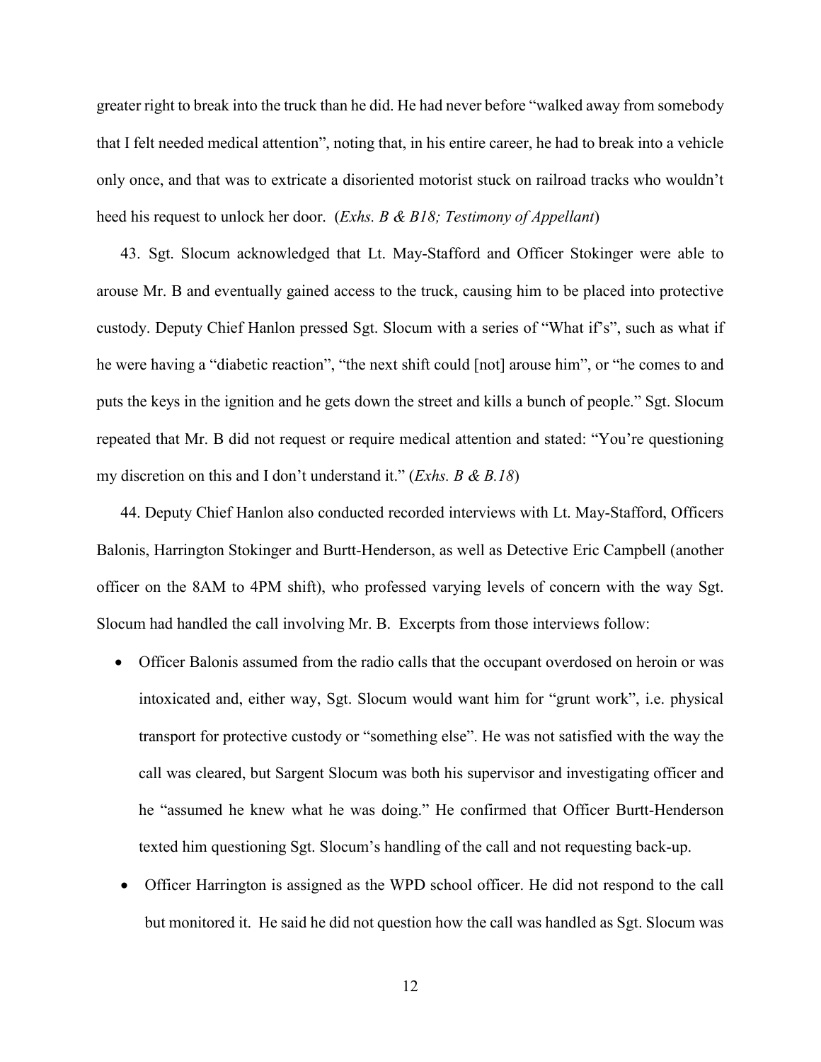greater right to break into the truck than he did. He had never before "walked away from somebody that I felt needed medical attention", noting that, in his entire career, he had to break into a vehicle only once, and that was to extricate a disoriented motorist stuck on railroad tracks who wouldn't heed his request to unlock her door. (*Exhs. B & B18; Testimony of Appellant*)

43. Sgt. Slocum acknowledged that Lt. May-Stafford and Officer Stokinger were able to arouse Mr. B and eventually gained access to the truck, causing him to be placed into protective custody. Deputy Chief Hanlon pressed Sgt. Slocum with a series of "What if's", such as what if he were having a "diabetic reaction", "the next shift could [not] arouse him", or "he comes to and puts the keys in the ignition and he gets down the street and kills a bunch of people." Sgt. Slocum repeated that Mr. B did not request or require medical attention and stated: "You're questioning my discretion on this and I don't understand it." (*Exhs. B & B.18*)

44. Deputy Chief Hanlon also conducted recorded interviews with Lt. May-Stafford, Officers Balonis, Harrington Stokinger and Burtt-Henderson, as well as Detective Eric Campbell (another officer on the 8AM to 4PM shift), who professed varying levels of concern with the way Sgt. Slocum had handled the call involving Mr. B. Excerpts from those interviews follow:

- Officer Balonis assumed from the radio calls that the occupant overdosed on heroin or was intoxicated and, either way, Sgt. Slocum would want him for "grunt work", i.e. physical transport for protective custody or "something else". He was not satisfied with the way the call was cleared, but Sargent Slocum was both his supervisor and investigating officer and he "assumed he knew what he was doing." He confirmed that Officer Burtt-Henderson texted him questioning Sgt. Slocum's handling of the call and not requesting back-up.
- Officer Harrington is assigned as the WPD school officer. He did not respond to the call but monitored it. He said he did not question how the call was handled as Sgt. Slocum was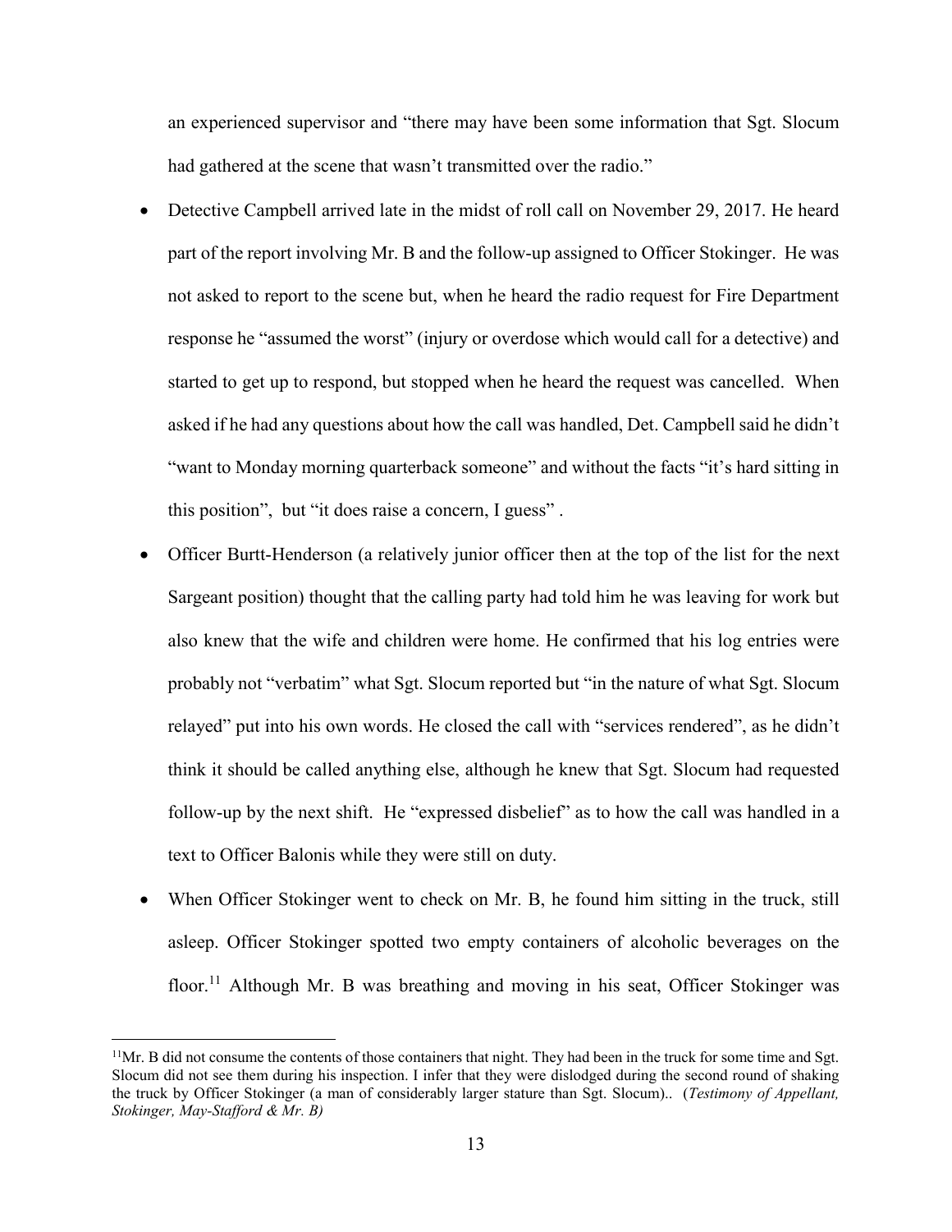an experienced supervisor and "there may have been some information that Sgt. Slocum had gathered at the scene that wasn't transmitted over the radio."

- Detective Campbell arrived late in the midst of roll call on November 29, 2017. He heard part of the report involving Mr. B and the follow-up assigned to Officer Stokinger. He was not asked to report to the scene but, when he heard the radio request for Fire Department response he "assumed the worst" (injury or overdose which would call for a detective) and started to get up to respond, but stopped when he heard the request was cancelled. When asked if he had any questions about how the call was handled, Det. Campbell said he didn't "want to Monday morning quarterback someone" and without the facts "it's hard sitting in this position", but "it does raise a concern, I guess" .
- Officer Burtt-Henderson (a relatively junior officer then at the top of the list for the next Sargeant position) thought that the calling party had told him he was leaving for work but also knew that the wife and children were home. He confirmed that his log entries were probably not "verbatim" what Sgt. Slocum reported but "in the nature of what Sgt. Slocum relayed" put into his own words. He closed the call with "services rendered", as he didn't think it should be called anything else, although he knew that Sgt. Slocum had requested follow-up by the next shift. He "expressed disbelief" as to how the call was handled in a text to Officer Balonis while they were still on duty.
- When Officer Stokinger went to check on Mr. B, he found him sitting in the truck, still asleep. Officer Stokinger spotted two empty containers of alcoholic beverages on the floor.[11] Although Mr. B was breathing and moving in his seat, Officer Stokinger was

[11]Mr. B did not consume the contents of those containers that night. They had been in the truck for some time and Sgt. Slocum did not see them during his inspection. I infer that they were dislodged during the second round of shaking the truck by Officer Stokinger (a man of considerably larger stature than Sgt. Slocum).. (*Testimony of Appellant, Stokinger, May-Stafford & Mr. B)*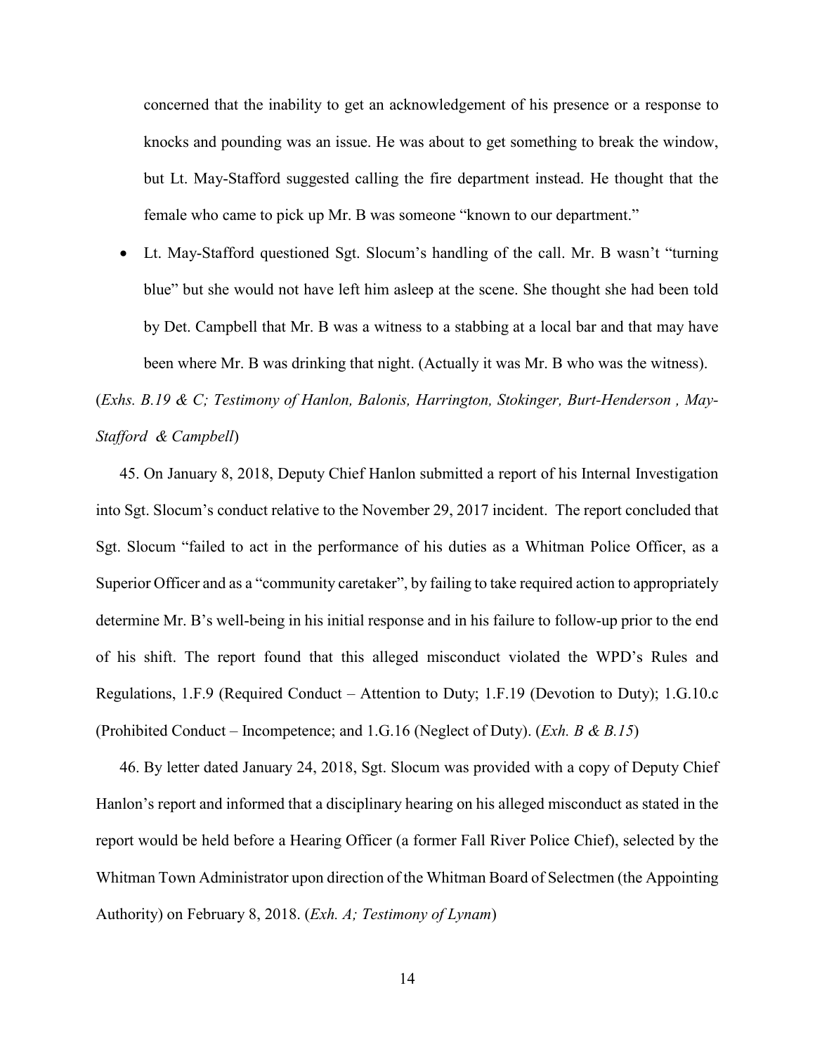concerned that the inability to get an acknowledgement of his presence or a response to knocks and pounding was an issue. He was about to get something to break the window, but Lt. May-Stafford suggested calling the fire department instead. He thought that the female who came to pick up Mr. B was someone "known to our department."

- Lt. May-Stafford questioned Sgt. Slocum's handling of the call. Mr. B wasn't "turning blue" but she would not have left him asleep at the scene. She thought she had been told by Det. Campbell that Mr. B was a witness to a stabbing at a local bar and that may have been where Mr. B was drinking that night. (Actually it was Mr. B who was the witness).

(*Exhs. B.19 & C; Testimony of Hanlon, Balonis, Harrington, Stokinger, Burt-Henderson , May-Stafford & Campbell*)

45. On January 8, 2018, Deputy Chief Hanlon submitted a report of his Internal Investigation into Sgt. Slocum's conduct relative to the November 29, 2017 incident. The report concluded that Sgt. Slocum "failed to act in the performance of his duties as a Whitman Police Officer, as a Superior Officer and as a "community caretaker", by failing to take required action to appropriately determine Mr. B's well-being in his initial response and in his failure to follow-up prior to the end of his shift. The report found that this alleged misconduct violated the WPD's Rules and Regulations, 1.F.9 (Required Conduct – Attention to Duty; 1.F.19 (Devotion to Duty); 1.G.10.c (Prohibited Conduct – Incompetence; and 1.G.16 (Neglect of Duty). (*Exh. B & B.15*)

46. By letter dated January 24, 2018, Sgt. Slocum was provided with a copy of Deputy Chief Hanlon's report and informed that a disciplinary hearing on his alleged misconduct as stated in the report would be held before a Hearing Officer (a former Fall River Police Chief), selected by the Whitman Town Administrator upon direction of the Whitman Board of Selectmen (the Appointing Authority) on February 8, 2018. (*Exh. A; Testimony of Lynam*)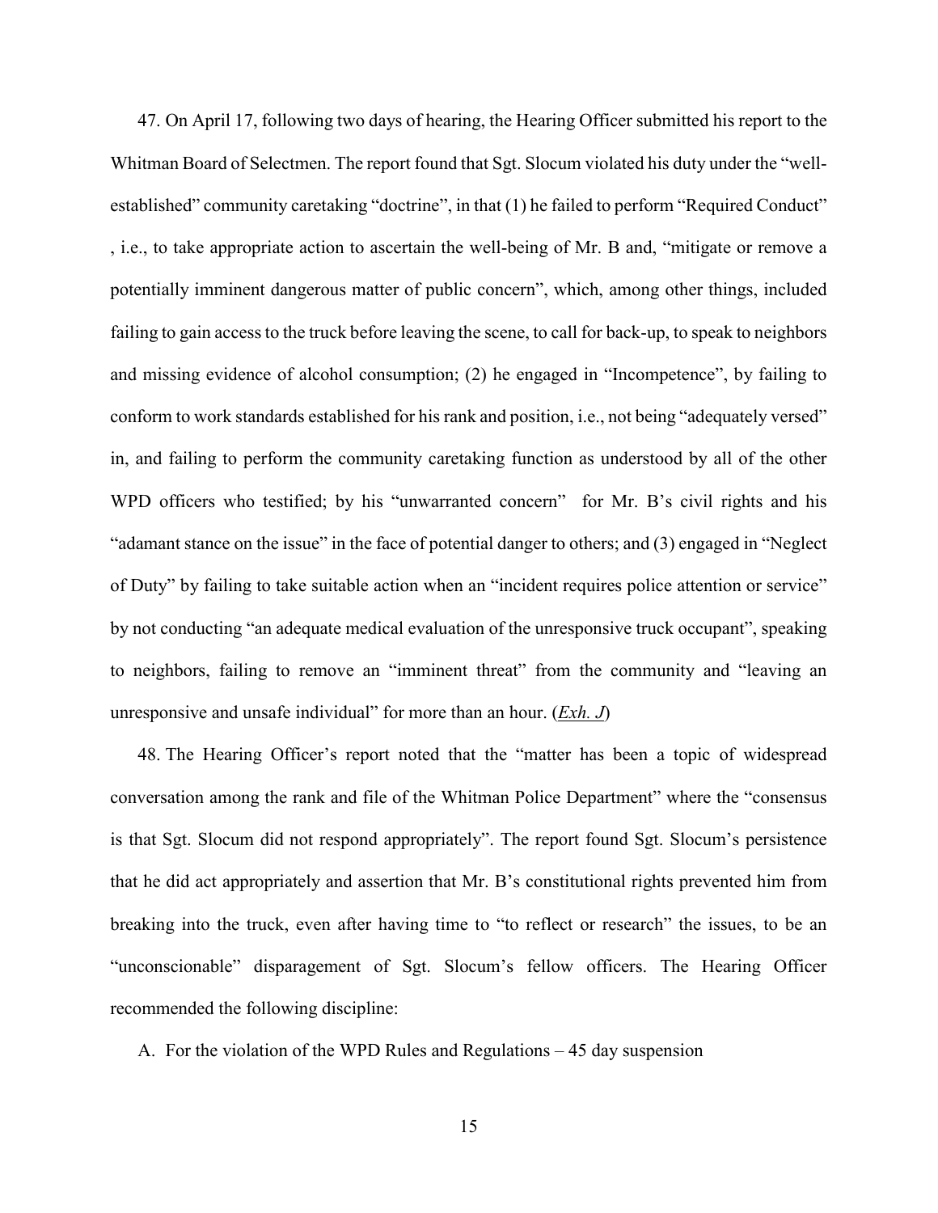47. On April 17, following two days of hearing, the Hearing Officer submitted his report to the Whitman Board of Selectmen. The report found that Sgt. Slocum violated his duty under the "well-established" community caretaking "doctrine", in that (1) he failed to perform "Required Conduct" , i.e., to take appropriate action to ascertain the well-being of Mr. B and, "mitigate or remove a potentially imminent dangerous matter of public concern", which, among other things, included failing to gain access to the truck before leaving the scene, to call for back-up, to speak to neighbors and missing evidence of alcohol consumption; (2) he engaged in "Incompetence", by failing to conform to work standards established for his rank and position, i.e., not being "adequately versed" in, and failing to perform the community caretaking function as understood by all of the other WPD officers who testified; by his "unwarranted concern" for Mr. B's civil rights and his "adamant stance on the issue" in the face of potential danger to others; and (3) engaged in "Neglect of Duty" by failing to take suitable action when an "incident requires police attention or service" by not conducting "an adequate medical evaluation of the unresponsive truck occupant", speaking to neighbors, failing to remove an "imminent threat" from the community and "leaving an unresponsive and unsafe individual" for more than an hour. (*Exh. J*)

48. The Hearing Officer's report noted that the "matter has been a topic of widespread conversation among the rank and file of the Whitman Police Department" where the "consensus is that Sgt. Slocum did not respond appropriately". The report found Sgt. Slocum's persistence that he did act appropriately and assertion that Mr. B's constitutional rights prevented him from breaking into the truck, even after having time to "to reflect or research" the issues, to be an "unconscionable" disparagement of Sgt. Slocum's fellow officers. The Hearing Officer recommended the following discipline:

A. For the violation of the WPD Rules and Regulations – 45 day suspension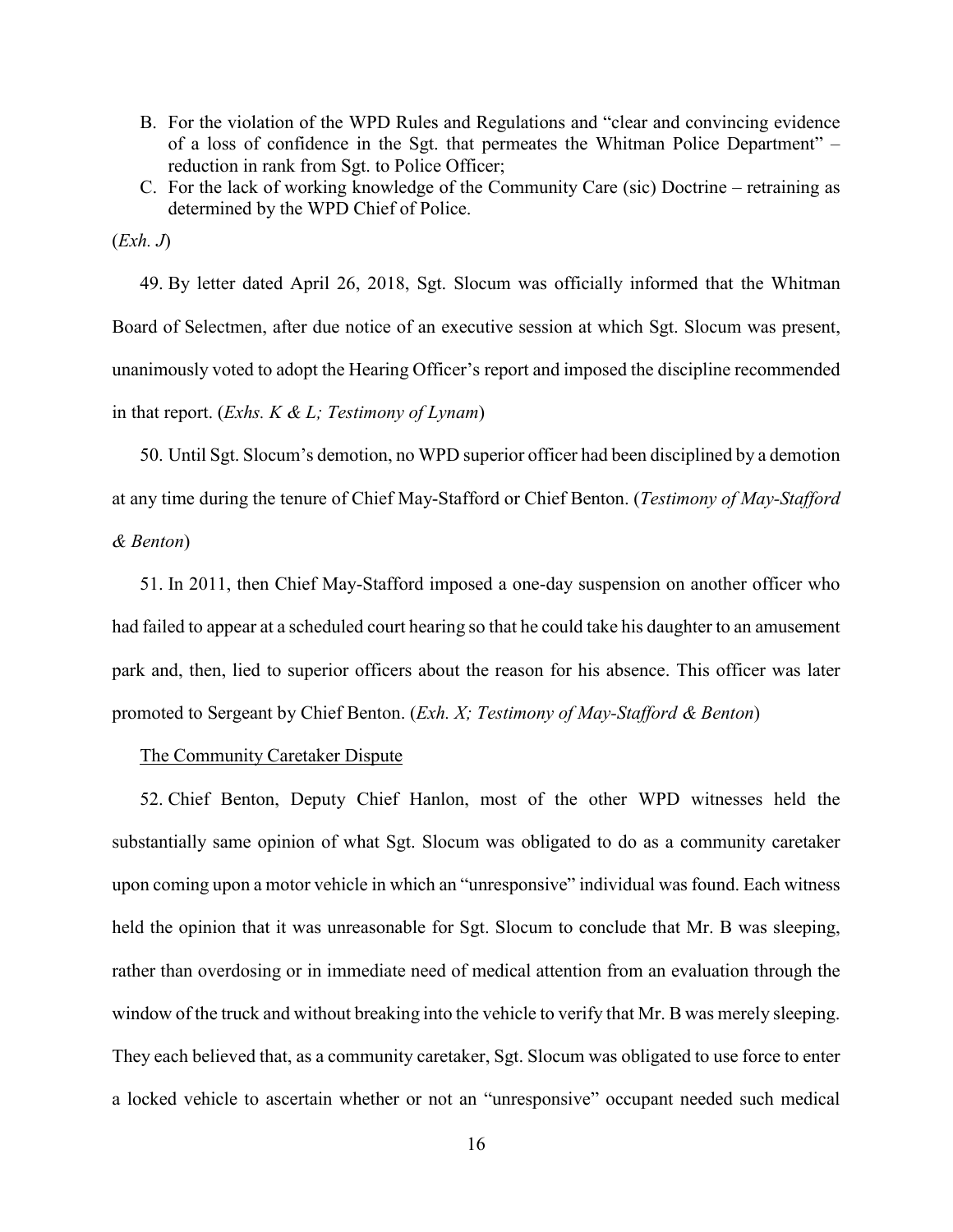B. For the violation of the WPD Rules and Regulations and "clear and convincing evidence of a loss of confidence in the Sgt. that permeates the Whitman Police Department" – reduction in rank from Sgt. to Police Officer;
C. For the lack of working knowledge of the Community Care (sic) Doctrine – retraining as determined by the WPD Chief of Police.

(*Exh. J*)

49. By letter dated April 26, 2018, Sgt. Slocum was officially informed that the Whitman Board of Selectmen, after due notice of an executive session at which Sgt. Slocum was present, unanimously voted to adopt the Hearing Officer's report and imposed the discipline recommended in that report. (*Exhs. K & L; Testimony of Lynam*)

50. Until Sgt. Slocum's demotion, no WPD superior officer had been disciplined by a demotion at any time during the tenure of Chief May-Stafford or Chief Benton. (*Testimony of May-Stafford & Benton*)

51. In 2011, then Chief May-Stafford imposed a one-day suspension on another officer who had failed to appear at a scheduled court hearing so that he could take his daughter to an amusement park and, then, lied to superior officers about the reason for his absence. This officer was later promoted to Sergeant by Chief Benton. (*Exh. X; Testimony of May-Stafford & Benton*)

<u>The Community Caretaker Dispute</u>

52. Chief Benton, Deputy Chief Hanlon, most of the other WPD witnesses held the substantially same opinion of what Sgt. Slocum was obligated to do as a community caretaker upon coming upon a motor vehicle in which an "unresponsive" individual was found. Each witness held the opinion that it was unreasonable for Sgt. Slocum to conclude that Mr. B was sleeping, rather than overdosing or in immediate need of medical attention from an evaluation through the window of the truck and without breaking into the vehicle to verify that Mr. B was merely sleeping. They each believed that, as a community caretaker, Sgt. Slocum was obligated to use force to enter a locked vehicle to ascertain whether or not an "unresponsive" occupant needed such medical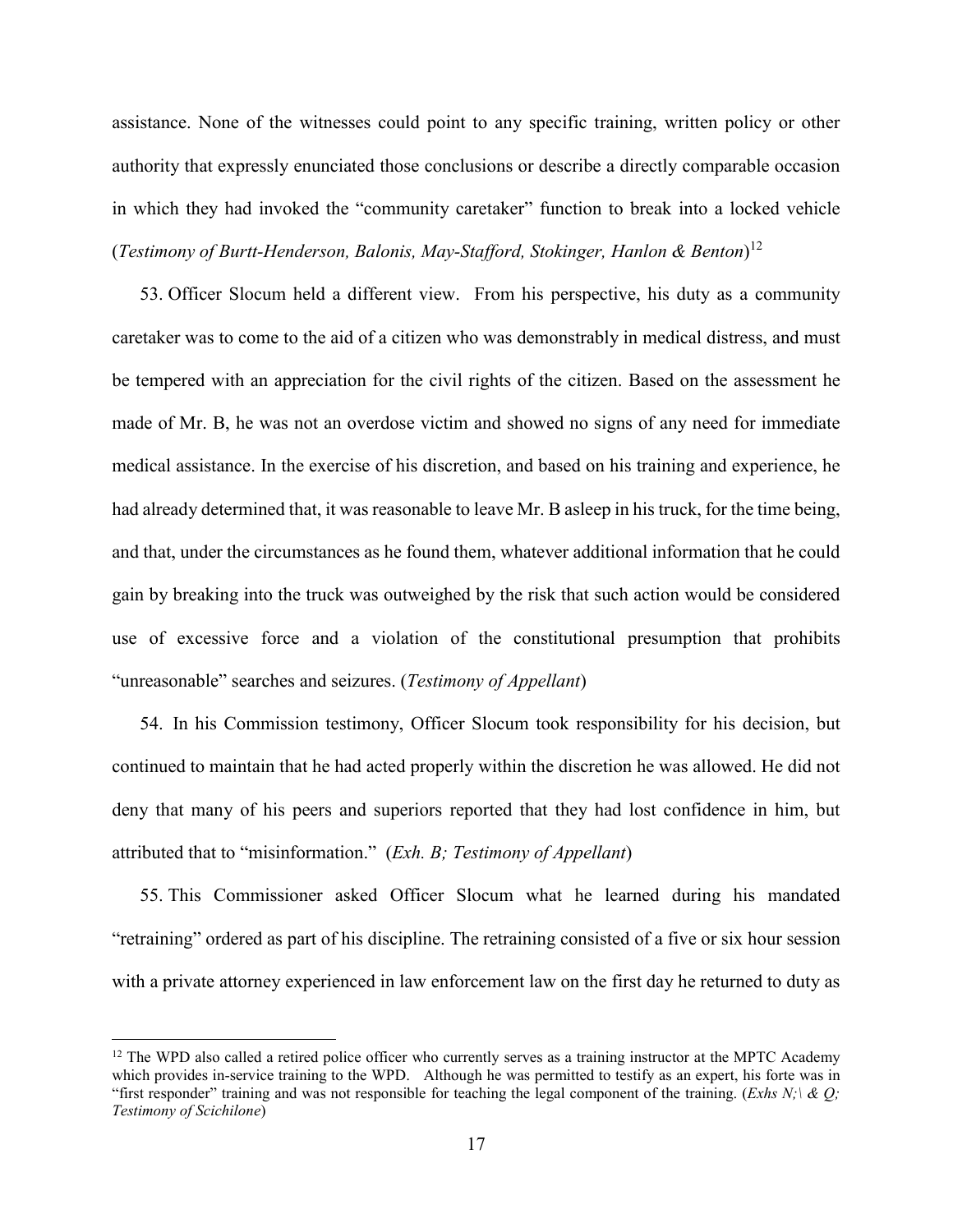assistance. None of the witnesses could point to any specific training, written policy or other authority that expressly enunciated those conclusions or describe a directly comparable occasion in which they had invoked the "community caretaker" function to break into a locked vehicle (*Testimony of Burtt-Henderson, Balonis, May-Stafford, Stokinger, Hanlon & Benton*)[12]

53. Officer Slocum held a different view. From his perspective, his duty as a community caretaker was to come to the aid of a citizen who was demonstrably in medical distress, and must be tempered with an appreciation for the civil rights of the citizen. Based on the assessment he made of Mr. B, he was not an overdose victim and showed no signs of any need for immediate medical assistance. In the exercise of his discretion, and based on his training and experience, he had already determined that, it was reasonable to leave Mr. B asleep in his truck, for the time being, and that, under the circumstances as he found them, whatever additional information that he could gain by breaking into the truck was outweighed by the risk that such action would be considered use of excessive force and a violation of the constitutional presumption that prohibits "unreasonable" searches and seizures. (*Testimony of Appellant*)

54. In his Commission testimony, Officer Slocum took responsibility for his decision, but continued to maintain that he had acted properly within the discretion he was allowed. He did not deny that many of his peers and superiors reported that they had lost confidence in him, but attributed that to "misinformation." (*Exh. B; Testimony of Appellant*)

55. This Commissioner asked Officer Slocum what he learned during his mandated "retraining" ordered as part of his discipline. The retraining consisted of a five or six hour session with a private attorney experienced in law enforcement law on the first day he returned to duty as

---

[12] The WPD also called a retired police officer who currently serves as a training instructor at the MPTC Academy which provides in-service training to the WPD. Although he was permitted to testify as an expert, his forte was in "first responder" training and was not responsible for teaching the legal component of the training. (*Exhs N;\ & Q; Testimony of Scichilone*)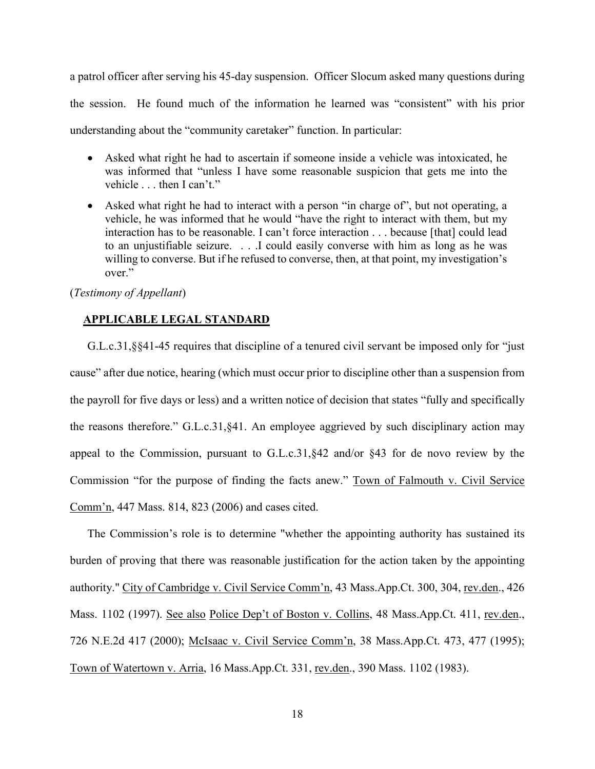a patrol officer after serving his 45-day suspension. Officer Slocum asked many questions during the session. He found much of the information he learned was "consistent" with his prior understanding about the "community caretaker" function. In particular:

- Asked what right he had to ascertain if someone inside a vehicle was intoxicated, he was informed that "unless I have some reasonable suspicion that gets me into the vehicle . . . then I can't."
- Asked what right he had to interact with a person "in charge of", but not operating, a vehicle, he was informed that he would "have the right to interact with them, but my interaction has to be reasonable. I can't force interaction . . . because [that] could lead to an unjustifiable seizure. . . .I could easily converse with him as long as he was willing to converse. But if he refused to converse, then, at that point, my investigation's over."

(*Testimony of Appellant*)

## APPLICABLE LEGAL STANDARD

G.L.c.31,§§41-45 requires that discipline of a tenured civil servant be imposed only for "just cause" after due notice, hearing (which must occur prior to discipline other than a suspension from the payroll for five days or less) and a written notice of decision that states "fully and specifically the reasons therefore." G.L.c.31,§41. An employee aggrieved by such disciplinary action may appeal to the Commission, pursuant to G.L.c.31,§42 and/or §43 for de novo review by the Commission "for the purpose of finding the facts anew." Town of Falmouth v. Civil Service Comm'n, 447 Mass. 814, 823 (2006) and cases cited.

The Commission's role is to determine "whether the appointing authority has sustained its burden of proving that there was reasonable justification for the action taken by the appointing authority." City of Cambridge v. Civil Service Comm'n, 43 Mass.App.Ct. 300, 304, rev.den., 426 Mass. 1102 (1997). See also Police Dep't of Boston v. Collins, 48 Mass.App.Ct. 411, rev.den., 726 N.E.2d 417 (2000); McIsaac v. Civil Service Comm'n, 38 Mass.App.Ct. 473, 477 (1995); Town of Watertown v. Arria, 16 Mass.App.Ct. 331, rev.den., 390 Mass. 1102 (1983).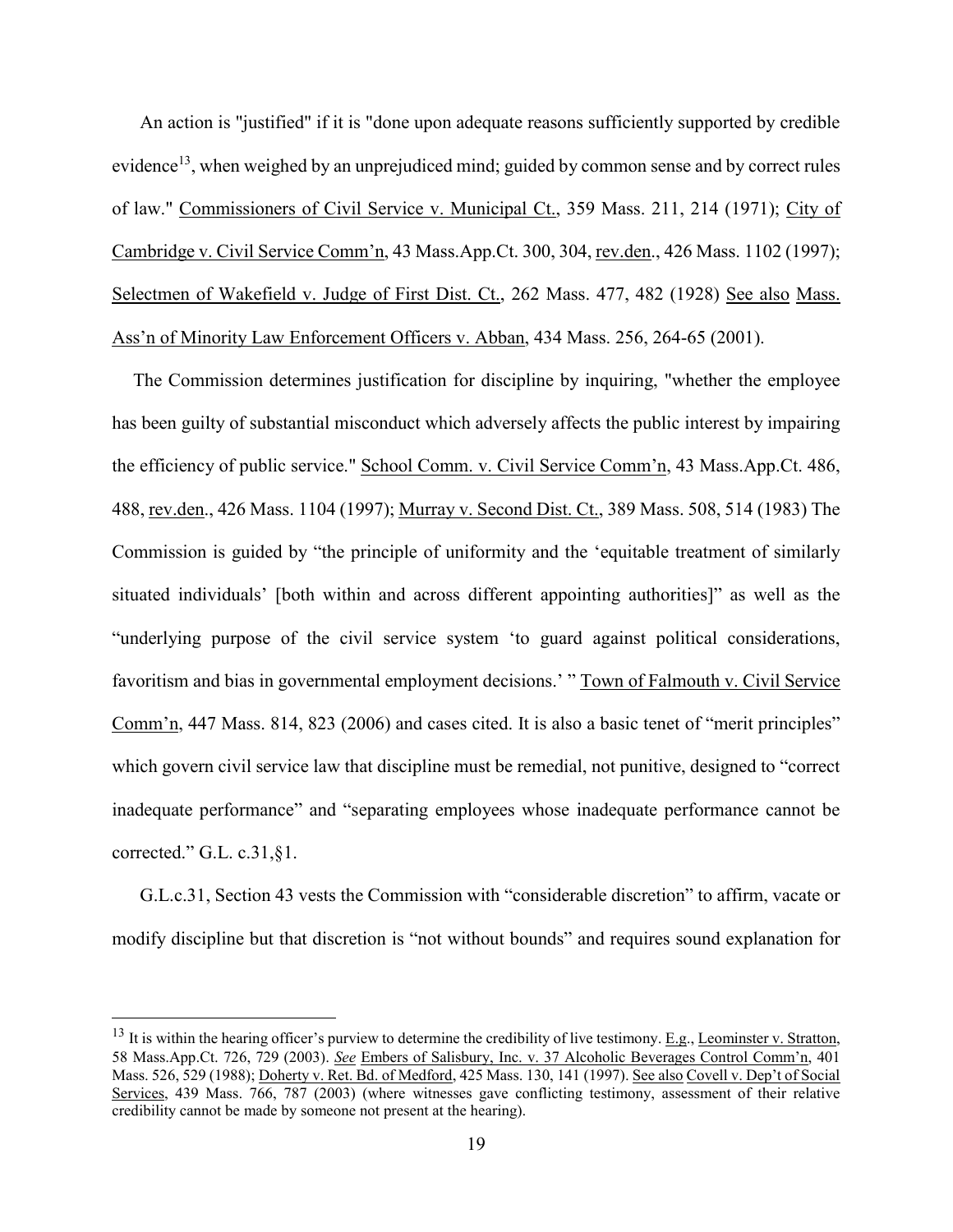An action is "justified" if it is "done upon adequate reasons sufficiently supported by credible evidence[13], when weighed by an unprejudiced mind; guided by common sense and by correct rules of law." Commissioners of Civil Service v. Municipal Ct., 359 Mass. 211, 214 (1971); City of Cambridge v. Civil Service Comm'n, 43 Mass.App.Ct. 300, 304, rev.den., 426 Mass. 1102 (1997); Selectmen of Wakefield v. Judge of First Dist. Ct., 262 Mass. 477, 482 (1928) See also Mass. Ass'n of Minority Law Enforcement Officers v. Abban, 434 Mass. 256, 264-65 (2001).

The Commission determines justification for discipline by inquiring, "whether the employee has been guilty of substantial misconduct which adversely affects the public interest by impairing the efficiency of public service." School Comm. v. Civil Service Comm'n, 43 Mass.App.Ct. 486, 488, rev.den., 426 Mass. 1104 (1997); Murray v. Second Dist. Ct., 389 Mass. 508, 514 (1983) The Commission is guided by "the principle of uniformity and the 'equitable treatment of similarly situated individuals' [both within and across different appointing authorities]" as well as the "underlying purpose of the civil service system 'to guard against political considerations, favoritism and bias in governmental employment decisions.' " Town of Falmouth v. Civil Service Comm'n, 447 Mass. 814, 823 (2006) and cases cited. It is also a basic tenet of "merit principles" which govern civil service law that discipline must be remedial, not punitive, designed to "correct inadequate performance" and "separating employees whose inadequate performance cannot be corrected." G.L. c.31,§1.

G.L.c.31, Section 43 vests the Commission with "considerable discretion" to affirm, vacate or modify discipline but that discretion is "not without bounds" and requires sound explanation for

---

[13] It is within the hearing officer's purview to determine the credibility of live testimony. E.g., Leominster v. Stratton, 58 Mass.App.Ct. 726, 729 (2003). *See* Embers of Salisbury, Inc. v. 37 Alcoholic Beverages Control Comm'n, 401 Mass. 526, 529 (1988); Doherty v. Ret. Bd. of Medford, 425 Mass. 130, 141 (1997). See also Covell v. Dep't of Social Services, 439 Mass. 766, 787 (2003) (where witnesses gave conflicting testimony, assessment of their relative credibility cannot be made by someone not present at the hearing).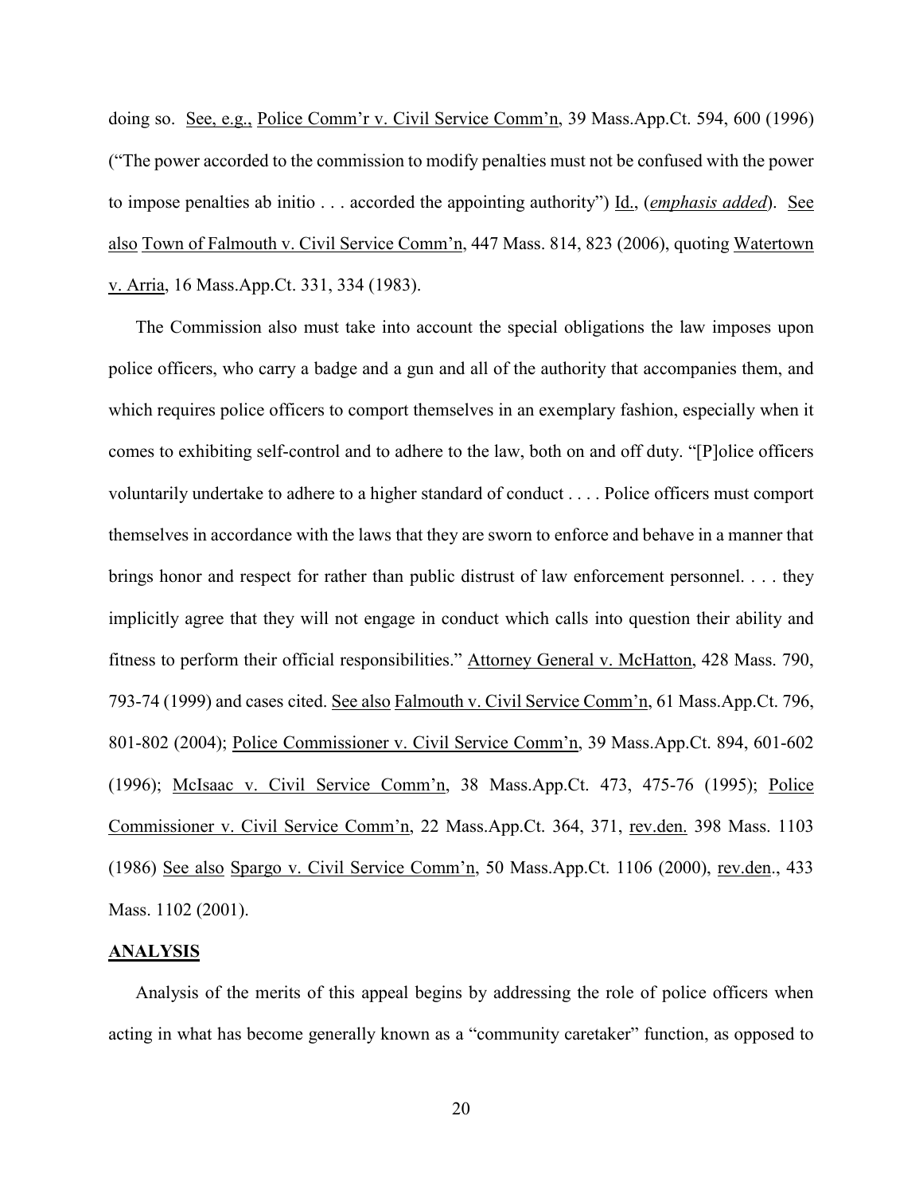doing so. See, e.g., Police Comm'r v. Civil Service Comm'n, 39 Mass.App.Ct. 594, 600 (1996) ("The power accorded to the commission to modify penalties must not be confused with the power to impose penalties ab initio . . . accorded the appointing authority") Id., (*emphasis added*). See also Town of Falmouth v. Civil Service Comm'n, 447 Mass. 814, 823 (2006), quoting Watertown v. Arria, 16 Mass.App.Ct. 331, 334 (1983).

The Commission also must take into account the special obligations the law imposes upon police officers, who carry a badge and a gun and all of the authority that accompanies them, and which requires police officers to comport themselves in an exemplary fashion, especially when it comes to exhibiting self-control and to adhere to the law, both on and off duty. "[P]olice officers voluntarily undertake to adhere to a higher standard of conduct . . . . Police officers must comport themselves in accordance with the laws that they are sworn to enforce and behave in a manner that brings honor and respect for rather than public distrust of law enforcement personnel. . . . they implicitly agree that they will not engage in conduct which calls into question their ability and fitness to perform their official responsibilities." Attorney General v. McHatton, 428 Mass. 790, 793-74 (1999) and cases cited. See also Falmouth v. Civil Service Comm'n, 61 Mass.App.Ct. 796, 801-802 (2004); Police Commissioner v. Civil Service Comm'n, 39 Mass.App.Ct. 894, 601-602 (1996); McIsaac v. Civil Service Comm'n, 38 Mass.App.Ct. 473, 475-76 (1995); Police Commissioner v. Civil Service Comm'n, 22 Mass.App.Ct. 364, 371, rev.den. 398 Mass. 1103 (1986) See also Spargo v. Civil Service Comm'n, 50 Mass.App.Ct. 1106 (2000), rev.den., 433 Mass. 1102 (2001).

**ANALYSIS**

Analysis of the merits of this appeal begins by addressing the role of police officers when acting in what has become generally known as a "community caretaker" function, as opposed to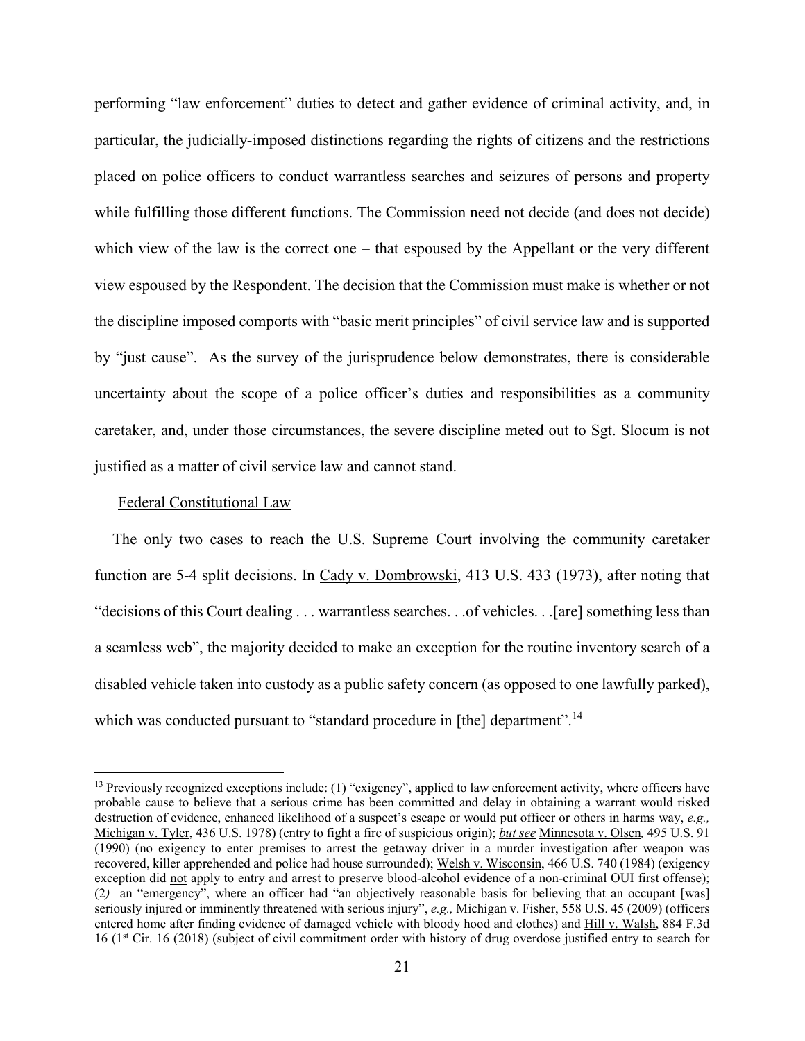performing "law enforcement" duties to detect and gather evidence of criminal activity, and, in particular, the judicially-imposed distinctions regarding the rights of citizens and the restrictions placed on police officers to conduct warrantless searches and seizures of persons and property while fulfilling those different functions. The Commission need not decide (and does not decide) which view of the law is the correct one – that espoused by the Appellant or the very different view espoused by the Respondent. The decision that the Commission must make is whether or not the discipline imposed comports with "basic merit principles" of civil service law and is supported by "just cause". As the survey of the jurisprudence below demonstrates, there is considerable uncertainty about the scope of a police officer's duties and responsibilities as a community caretaker, and, under those circumstances, the severe discipline meted out to Sgt. Slocum is not justified as a matter of civil service law and cannot stand.

Federal Constitutional Law

The only two cases to reach the U.S. Supreme Court involving the community caretaker function are 5-4 split decisions. In Cady v. Dombrowski, 413 U.S. 433 (1973), after noting that "decisions of this Court dealing . . . warrantless searches. . .of vehicles. . .[are] something less than a seamless web", the majority decided to make an exception for the routine inventory search of a disabled vehicle taken into custody as a public safety concern (as opposed to one lawfully parked), which was conducted pursuant to "standard procedure in [the] department".[14]

---

[13] Previously recognized exceptions include: (1) "exigency", applied to law enforcement activity, where officers have probable cause to believe that a serious crime has been committed and delay in obtaining a warrant would risked destruction of evidence, enhanced likelihood of a suspect's escape or would put officer or others in harms way, *e.g.,* Michigan v. Tyler, 436 U.S. 1978) (entry to fight a fire of suspicious origin); ***but see*** Minnesota v. Olsen*,* 495 U.S. 91 (1990) (no exigency to enter premises to arrest the getaway driver in a murder investigation after weapon was recovered, killer apprehended and police had house surrounded); Welsh v. Wisconsin, 466 U.S. 740 (1984) (exigency exception did not apply to entry and arrest to preserve blood-alcohol evidence of a non-criminal OUI first offense); (2*)* an "emergency", where an officer had "an objectively reasonable basis for believing that an occupant [was] seriously injured or imminently threatened with serious injury", *e.g.,* Michigan v. Fisher, 558 U.S. 45 (2009) (officers entered home after finding evidence of damaged vehicle with bloody hood and clothes) and Hill v. Walsh, 884 F.3d 16 (1st Cir. 16 (2018) (subject of civil commitment order with history of drug overdose justified entry to search for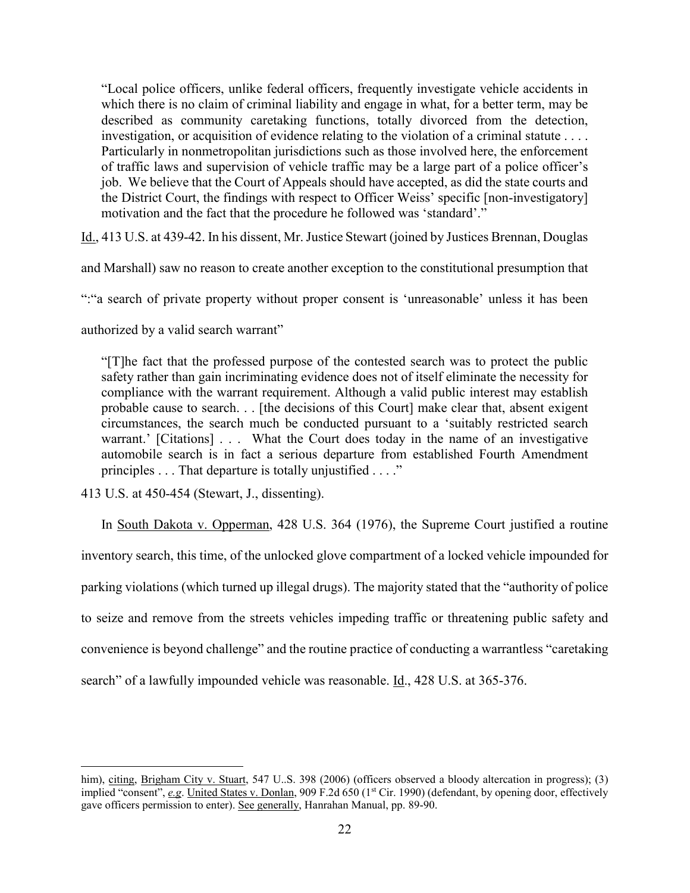> "Local police officers, unlike federal officers, frequently investigate vehicle accidents in which there is no claim of criminal liability and engage in what, for a better term, may be described as community caretaking functions, totally divorced from the detection, investigation, or acquisition of evidence relating to the violation of a criminal statute . . . . Particularly in nonmetropolitan jurisdictions such as those involved here, the enforcement of traffic laws and supervision of vehicle traffic may be a large part of a police officer's job. We believe that the Court of Appeals should have accepted, as did the state courts and the District Court, the findings with respect to Officer Weiss' specific [non-investigatory] motivation and the fact that the procedure he followed was 'standard'."

Id., 413 U.S. at 439-42. In his dissent, Mr. Justice Stewart (joined by Justices Brennan, Douglas and Marshall) saw no reason to create another exception to the constitutional presumption that ":"a search of private property without proper consent is 'unreasonable' unless it has been authorized by a valid search warrant"

> "[T]he fact that the professed purpose of the contested search was to protect the public safety rather than gain incriminating evidence does not of itself eliminate the necessity for compliance with the warrant requirement. Although a valid public interest may establish probable cause to search. . . [the decisions of this Court] make clear that, absent exigent circumstances, the search much be conducted pursuant to a 'suitably restricted search warrant.' [Citations] . . . What the Court does today in the name of an investigative automobile search is in fact a serious departure from established Fourth Amendment principles . . . That departure is totally unjustified . . . ."

413 U.S. at 450-454 (Stewart, J., dissenting).

In South Dakota v. Opperman, 428 U.S. 364 (1976), the Supreme Court justified a routine inventory search, this time, of the unlocked glove compartment of a locked vehicle impounded for parking violations (which turned up illegal drugs). The majority stated that the "authority of police to seize and remove from the streets vehicles impeding traffic or threatening public safety and convenience is beyond challenge" and the routine practice of conducting a warrantless "caretaking search" of a lawfully impounded vehicle was reasonable. Id., 428 U.S. at 365-376.

---

him), citing, Brigham City v. Stuart, 547 U..S. 398 (2006) (officers observed a bloody altercation in progress); (3) implied "consent", *e.g*. United States v. Donlan, 909 F.2d 650 (1st Cir. 1990) (defendant, by opening door, effectively gave officers permission to enter). See generally, Hanrahan Manual, pp. 89-90.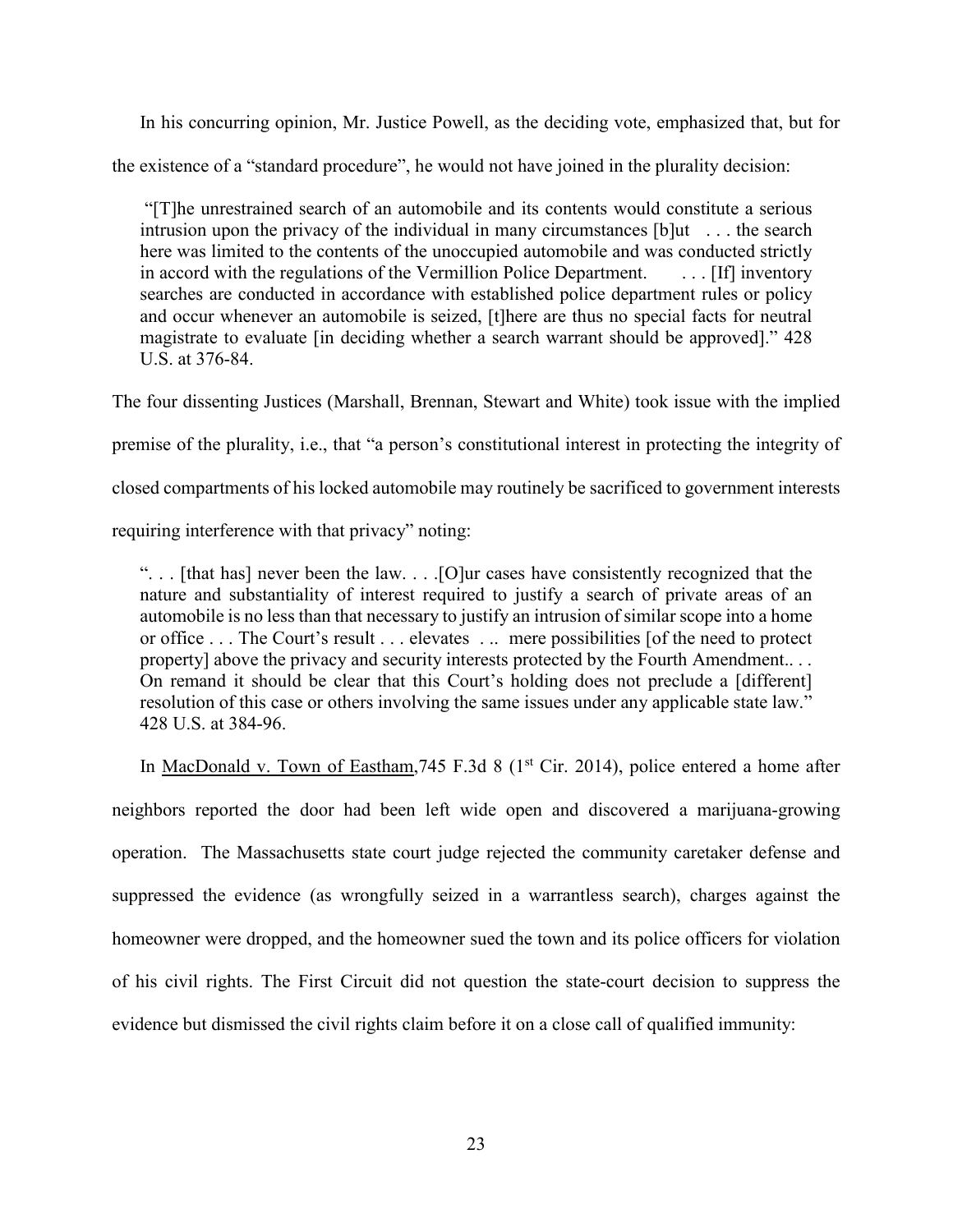In his concurring opinion, Mr. Justice Powell, as the deciding vote, emphasized that, but for the existence of a "standard procedure", he would not have joined in the plurality decision:

> "[T]he unrestrained search of an automobile and its contents would constitute a serious intrusion upon the privacy of the individual in many circumstances [b]ut . . . the search here was limited to the contents of the unoccupied automobile and was conducted strictly in accord with the regulations of the Vermillion Police Department. . . . [If] inventory searches are conducted in accordance with established police department rules or policy and occur whenever an automobile is seized, [t]here are thus no special facts for neutral magistrate to evaluate [in deciding whether a search warrant should be approved]." 428 U.S. at 376-84.

The four dissenting Justices (Marshall, Brennan, Stewart and White) took issue with the implied premise of the plurality, i.e., that "a person's constitutional interest in protecting the integrity of closed compartments of his locked automobile may routinely be sacrificed to government interests requiring interference with that privacy" noting:

> ". . . [that has] never been the law. . . .[O]ur cases have consistently recognized that the nature and substantiality of interest required to justify a search of private areas of an automobile is no less than that necessary to justify an intrusion of similar scope into a home or office . . . The Court's result . . . elevates . .. mere possibilities [of the need to protect property] above the privacy and security interests protected by the Fourth Amendment.. . . On remand it should be clear that this Court's holding does not preclude a [different] resolution of this case or others involving the same issues under any applicable state law." 428 U.S. at 384-96.

In <u>MacDonald v. Town of Eastham</u>,745 F.3d 8 (1st Cir. 2014), police entered a home after neighbors reported the door had been left wide open and discovered a marijuana-growing operation. The Massachusetts state court judge rejected the community caretaker defense and suppressed the evidence (as wrongfully seized in a warrantless search), charges against the homeowner were dropped, and the homeowner sued the town and its police officers for violation of his civil rights. The First Circuit did not question the state-court decision to suppress the evidence but dismissed the civil rights claim before it on a close call of qualified immunity: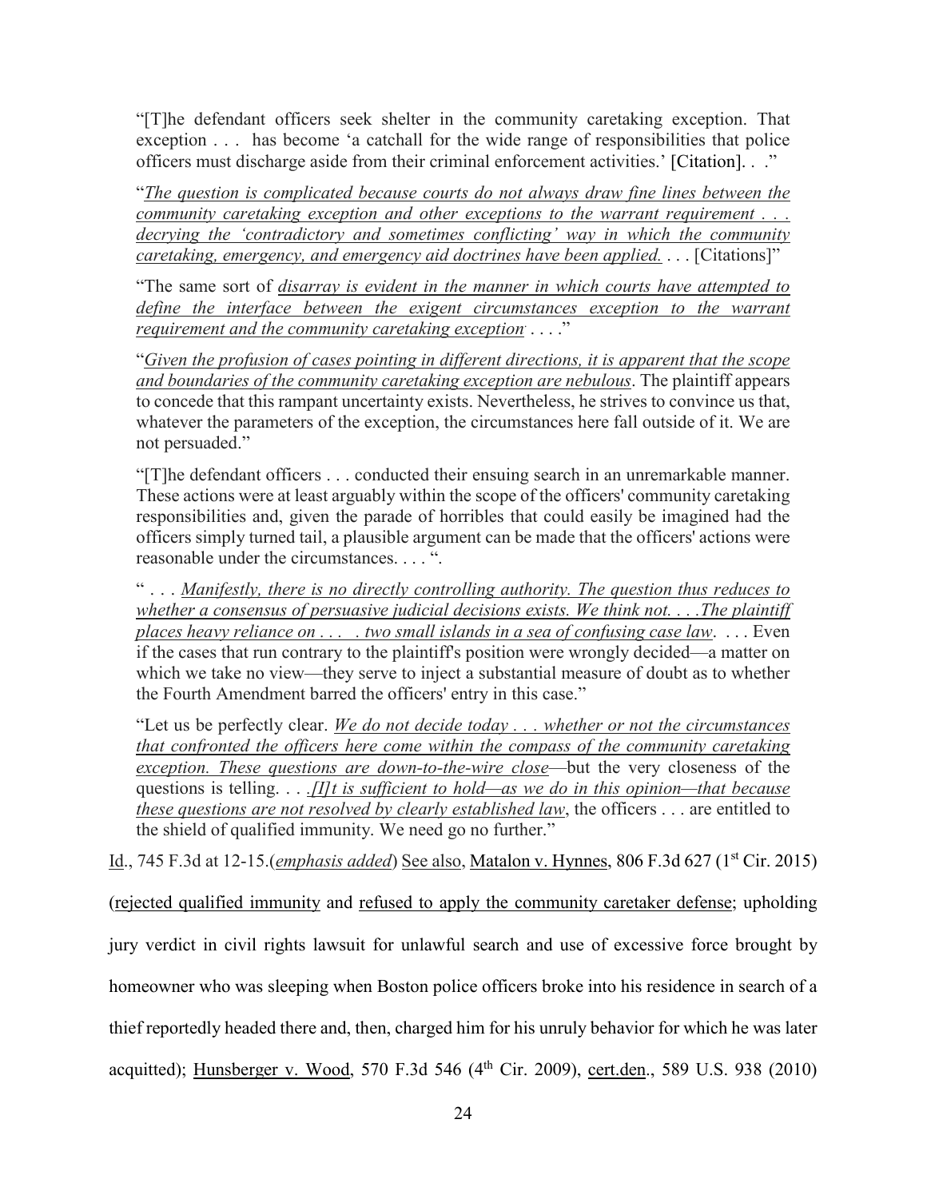"[T]he defendant officers seek shelter in the community caretaking exception. That exception . . . has become 'a catchall for the wide range of responsibilities that police officers must discharge aside from their criminal enforcement activities.' [Citation]. . ."

"*The question is complicated because courts do not always draw fine lines between the community caretaking exception and other exceptions to the warrant requirement . . . decrying the 'contradictory and sometimes conflicting' way in which the community caretaking, emergency, and emergency aid doctrines have been applied.* . . . [Citations]"

"The same sort of *disarray is evident in the manner in which courts have attempted to define the interface between the exigent circumstances exception to the warrant requirement and the community caretaking exception* . . . ."

"*Given the profusion of cases pointing in different directions, it is apparent that the scope and boundaries of the community caretaking exception are nebulous*. The plaintiff appears to concede that this rampant uncertainty exists. Nevertheless, he strives to convince us that, whatever the parameters of the exception, the circumstances here fall outside of it. We are not persuaded."

"[T]he defendant officers . . . conducted their ensuing search in an unremarkable manner. These actions were at least arguably within the scope of the officers' community caretaking responsibilities and, given the parade of horribles that could easily be imagined had the officers simply turned tail, a plausible argument can be made that the officers' actions were reasonable under the circumstances. . . . ".

" . . . *Manifestly, there is no directly controlling authority. The question thus reduces to whether a consensus of persuasive judicial decisions exists. We think not. . . .The plaintiff places heavy reliance on . . . . two small islands in a sea of confusing case law*. . . . Even if the cases that run contrary to the plaintiff's position were wrongly decided—a matter on which we take no view—they serve to inject a substantial measure of doubt as to whether the Fourth Amendment barred the officers' entry in this case."

"Let us be perfectly clear. *We do not decide today . . . whether or not the circumstances that confronted the officers here come within the compass of the community caretaking exception. These questions are down-to-the-wire close*—but the very closeness of the questions is telling. . . .*[I]t is sufficient to hold—as we do in this opinion—that because these questions are not resolved by clearly established law*, the officers . . . are entitled to the shield of qualified immunity. We need go no further."

Id., 745 F.3d at 12-15.(*emphasis added*) See also, Matalon v. Hynnes, 806 F.3d 627 (1st Cir. 2015) (rejected qualified immunity and refused to apply the community caretaker defense; upholding jury verdict in civil rights lawsuit for unlawful search and use of excessive force brought by homeowner who was sleeping when Boston police officers broke into his residence in search of a thief reportedly headed there and, then, charged him for his unruly behavior for which he was later acquitted); Hunsberger v. Wood, 570 F.3d 546 (4th Cir. 2009), cert.den., 589 U.S. 938 (2010)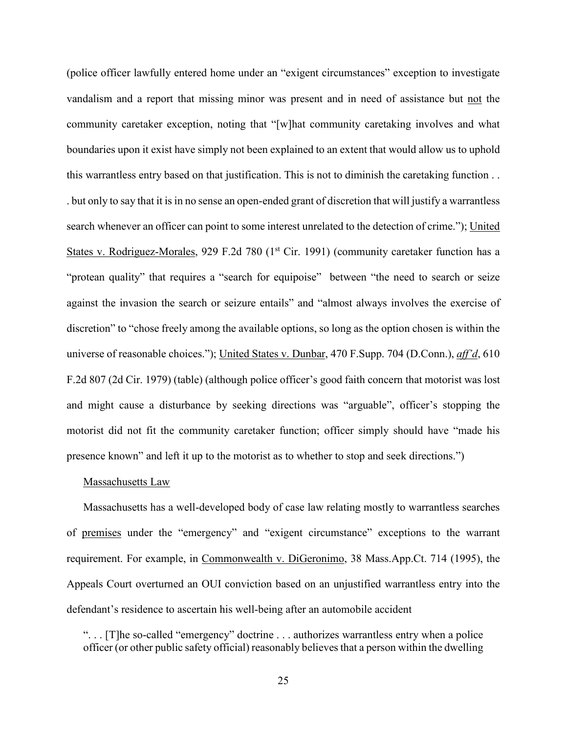(police officer lawfully entered home under an "exigent circumstances" exception to investigate vandalism and a report that missing minor was present and in need of assistance but not the community caretaker exception, noting that "[w]hat community caretaking involves and what boundaries upon it exist have simply not been explained to an extent that would allow us to uphold this warrantless entry based on that justification. This is not to diminish the caretaking function . . . but only to say that it is in no sense an open-ended grant of discretion that will justify a warrantless search whenever an officer can point to some interest unrelated to the detection of crime."); United States v. Rodriguez-Morales, 929 F.2d 780 (1st Cir. 1991) (community caretaker function has a "protean quality" that requires a "search for equipoise" between "the need to search or seize against the invasion the search or seizure entails" and "almost always involves the exercise of discretion" to "chose freely among the available options, so long as the option chosen is within the universe of reasonable choices."); United States v. Dunbar, 470 F.Supp. 704 (D.Conn.), *aff'd*, 610 F.2d 807 (2d Cir. 1979) (table) (although police officer's good faith concern that motorist was lost and might cause a disturbance by seeking directions was "arguable", officer's stopping the motorist did not fit the community caretaker function; officer simply should have "made his presence known" and left it up to the motorist as to whether to stop and seek directions.")

Massachusetts Law

Massachusetts has a well-developed body of case law relating mostly to warrantless searches of premises under the "emergency" and "exigent circumstance" exceptions to the warrant requirement. For example, in Commonwealth v. DiGeronimo, 38 Mass.App.Ct. 714 (1995), the Appeals Court overturned an OUI conviction based on an unjustified warrantless entry into the defendant's residence to ascertain his well-being after an automobile accident

> ". . . [T]he so-called "emergency" doctrine . . . authorizes warrantless entry when a police officer (or other public safety official) reasonably believes that a person within the dwelling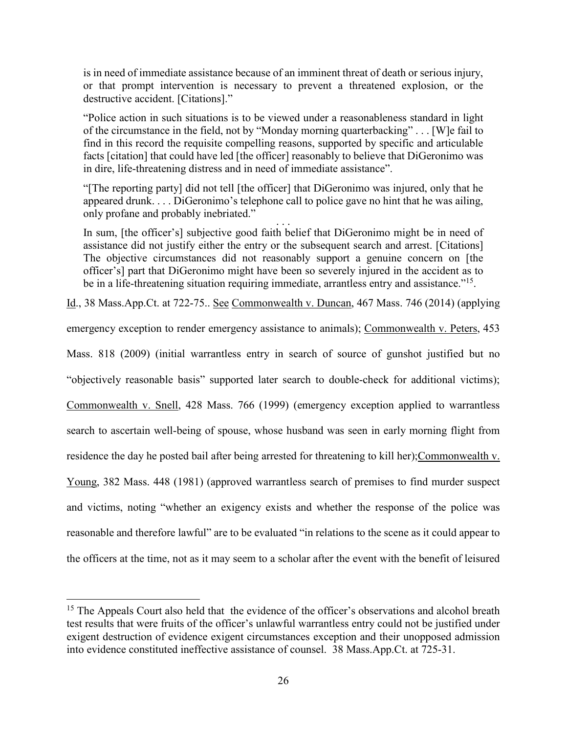is in need of immediate assistance because of an imminent threat of death or serious injury, or that prompt intervention is necessary to prevent a threatened explosion, or the destructive accident. [Citations]."

> "Police action in such situations is to be viewed under a reasonableness standard in light of the circumstance in the field, not by "Monday morning quarterbacking" . . . [W]e fail to find in this record the requisite compelling reasons, supported by specific and articulable facts [citation] that could have led [the officer] reasonably to believe that DiGeronimo was in dire, life-threatening distress and in need of immediate assistance".
>
> "[The reporting party] did not tell [the officer] that DiGeronimo was injured, only that he appeared drunk. . . . DiGeronimo's telephone call to police gave no hint that he was ailing, only profane and probably inebriated."
>
> . . .
>
> In sum, [the officer's] subjective good faith belief that DiGeronimo might be in need of assistance did not justify either the entry or the subsequent search and arrest. [Citations] The objective circumstances did not reasonably support a genuine concern on [the officer's] part that DiGeronimo might have been so severely injured in the accident as to be in a life-threatening situation requiring immediate, arrantless entry and assistance."[15].

Id., 38 Mass.App.Ct. at 722-75.. See Commonwealth v. Duncan, 467 Mass. 746 (2014) (applying emergency exception to render emergency assistance to animals); Commonwealth v. Peters, 453 Mass. 818 (2009) (initial warrantless entry in search of source of gunshot justified but no "objectively reasonable basis" supported later search to double-check for additional victims); Commonwealth v. Snell, 428 Mass. 766 (1999) (emergency exception applied to warrantless search to ascertain well-being of spouse, whose husband was seen in early morning flight from residence the day he posted bail after being arrested for threatening to kill her);Commonwealth v. Young, 382 Mass. 448 (1981) (approved warrantless search of premises to find murder suspect and victims, noting "whether an exigency exists and whether the response of the police was reasonable and therefore lawful" are to be evaluated "in relations to the scene as it could appear to the officers at the time, not as it may seem to a scholar after the event with the benefit of leisured

---

[15] The Appeals Court also held that the evidence of the officer's observations and alcohol breath test results that were fruits of the officer's unlawful warrantless entry could not be justified under exigent destruction of evidence exigent circumstances exception and their unopposed admission into evidence constituted ineffective assistance of counsel. 38 Mass.App.Ct. at 725-31.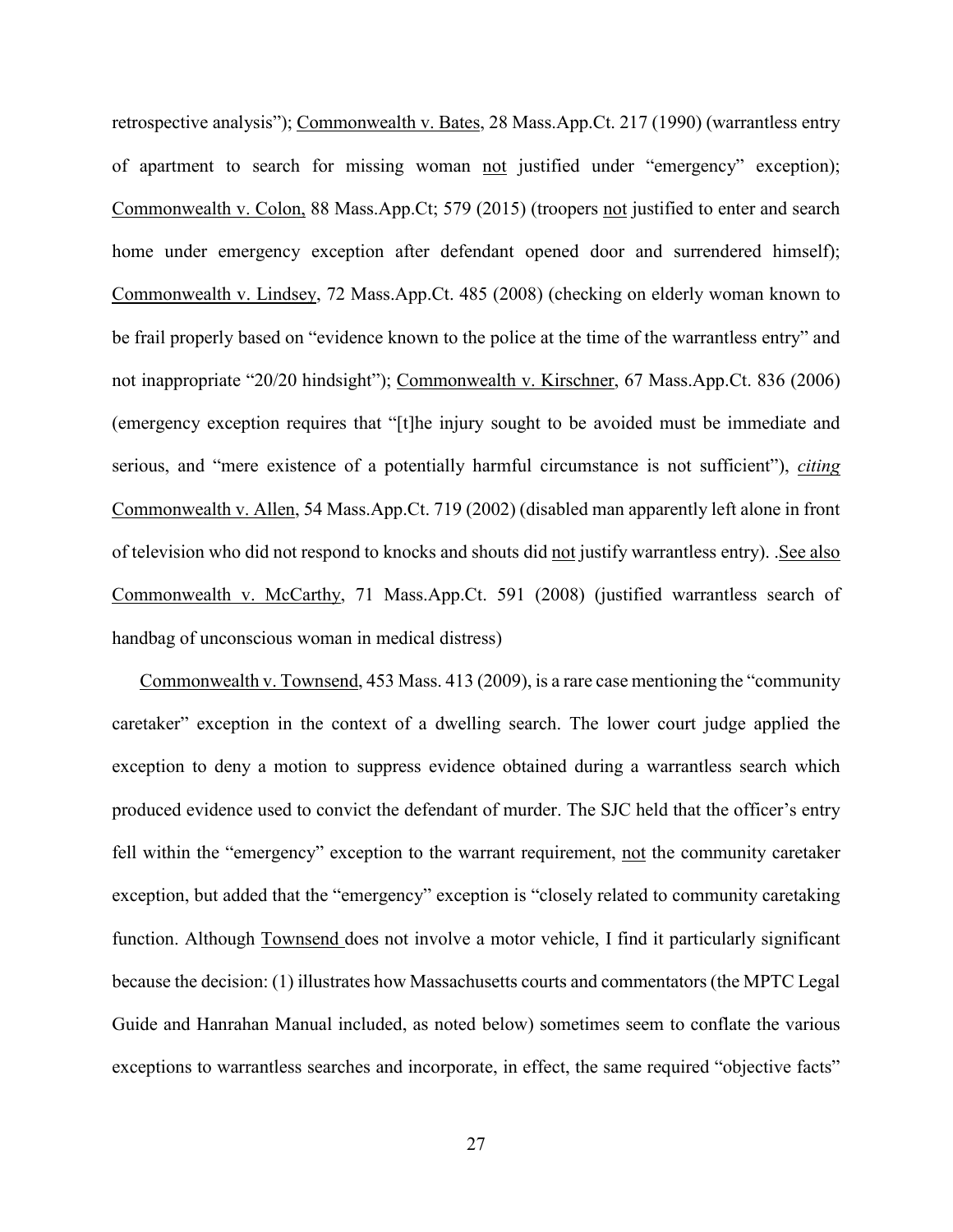retrospective analysis"); Commonwealth v. Bates, 28 Mass.App.Ct. 217 (1990) (warrantless entry of apartment to search for missing woman not justified under "emergency" exception); Commonwealth v. Colon, 88 Mass.App.Ct; 579 (2015) (troopers not justified to enter and search home under emergency exception after defendant opened door and surrendered himself); Commonwealth v. Lindsey, 72 Mass.App.Ct. 485 (2008) (checking on elderly woman known to be frail properly based on "evidence known to the police at the time of the warrantless entry" and not inappropriate "20/20 hindsight"); Commonwealth v. Kirschner, 67 Mass.App.Ct. 836 (2006) (emergency exception requires that "[t]he injury sought to be avoided must be immediate and serious, and "mere existence of a potentially harmful circumstance is not sufficient"), *citing* Commonwealth v. Allen, 54 Mass.App.Ct. 719 (2002) (disabled man apparently left alone in front of television who did not respond to knocks and shouts did not justify warrantless entry). .See also Commonwealth v. McCarthy, 71 Mass.App.Ct. 591 (2008) (justified warrantless search of handbag of unconscious woman in medical distress)

Commonwealth v. Townsend, 453 Mass. 413 (2009), is a rare case mentioning the "community caretaker" exception in the context of a dwelling search. The lower court judge applied the exception to deny a motion to suppress evidence obtained during a warrantless search which produced evidence used to convict the defendant of murder. The SJC held that the officer's entry fell within the "emergency" exception to the warrant requirement, not the community caretaker exception, but added that the "emergency" exception is "closely related to community caretaking function. Although Townsend does not involve a motor vehicle, I find it particularly significant because the decision: (1) illustrates how Massachusetts courts and commentators (the MPTC Legal Guide and Hanrahan Manual included, as noted below) sometimes seem to conflate the various exceptions to warrantless searches and incorporate, in effect, the same required "objective facts"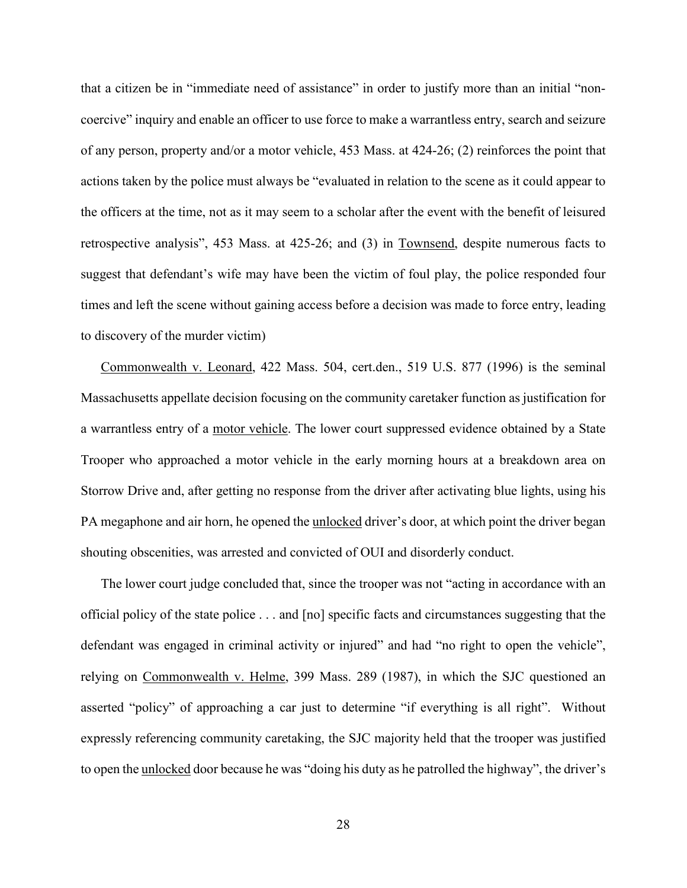that a citizen be in "immediate need of assistance" in order to justify more than an initial "non-coercive" inquiry and enable an officer to use force to make a warrantless entry, search and seizure of any person, property and/or a motor vehicle, 453 Mass. at 424-26; (2) reinforces the point that actions taken by the police must always be "evaluated in relation to the scene as it could appear to the officers at the time, not as it may seem to a scholar after the event with the benefit of leisured retrospective analysis", 453 Mass. at 425-26; and (3) in <u>Townsend</u>, despite numerous facts to suggest that defendant's wife may have been the victim of foul play, the police responded four times and left the scene without gaining access before a decision was made to force entry, leading to discovery of the murder victim)

<u>Commonwealth v. Leonard</u>, 422 Mass. 504, cert.den., 519 U.S. 877 (1996) is the seminal Massachusetts appellate decision focusing on the community caretaker function as justification for a warrantless entry of a <u>motor vehicle</u>. The lower court suppressed evidence obtained by a State Trooper who approached a motor vehicle in the early morning hours at a breakdown area on Storrow Drive and, after getting no response from the driver after activating blue lights, using his PA megaphone and air horn, he opened the <u>unlocked</u> driver's door, at which point the driver began shouting obscenities, was arrested and convicted of OUI and disorderly conduct.

The lower court judge concluded that, since the trooper was not "acting in accordance with an official policy of the state police . . . and [no] specific facts and circumstances suggesting that the defendant was engaged in criminal activity or injured" and had "no right to open the vehicle", relying on <u>Commonwealth v. Helme</u>, 399 Mass. 289 (1987), in which the SJC questioned an asserted "policy" of approaching a car just to determine "if everything is all right". Without expressly referencing community caretaking, the SJC majority held that the trooper was justified to open the <u>unlocked</u> door because he was "doing his duty as he patrolled the highway", the driver's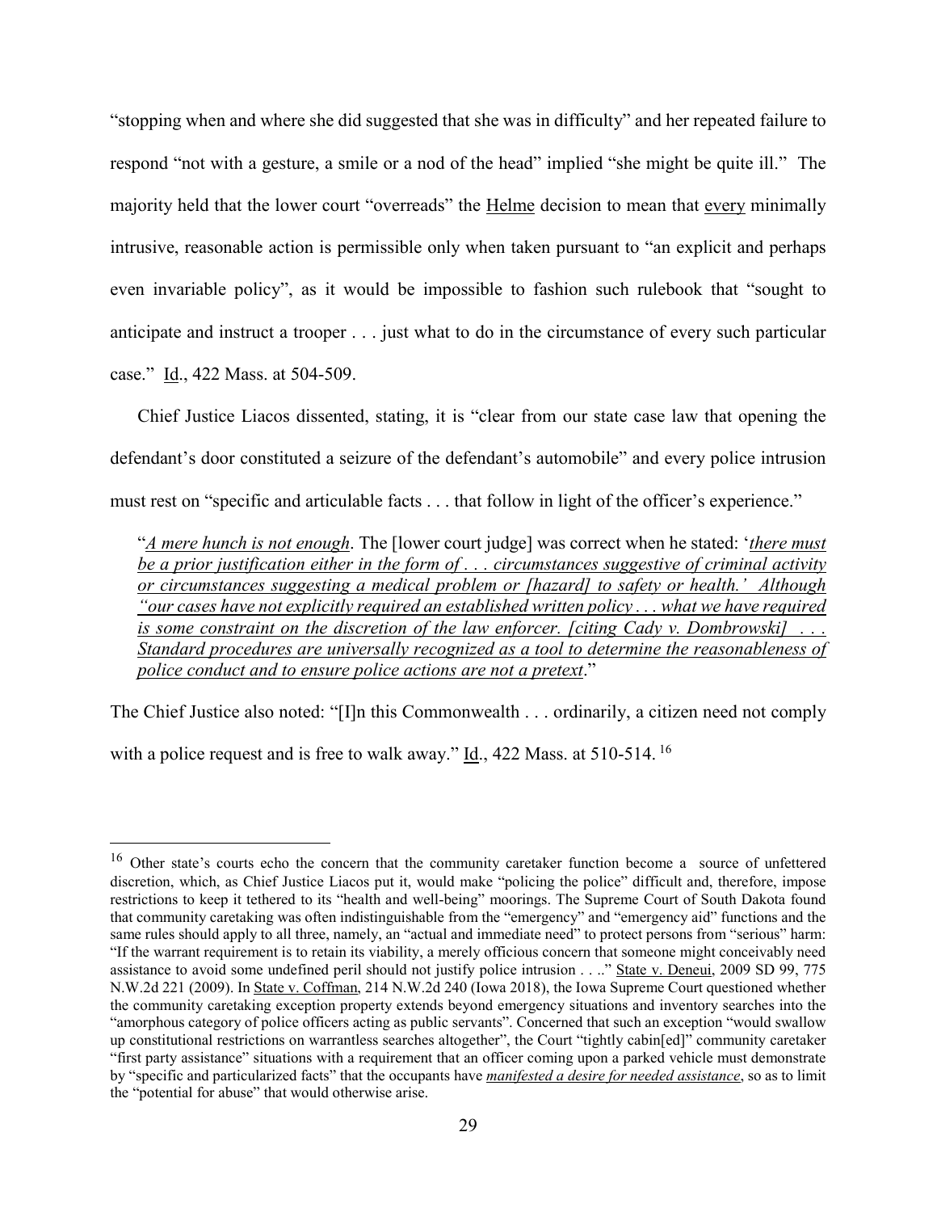"stopping when and where she did suggested that she was in difficulty" and her repeated failure to respond "not with a gesture, a smile or a nod of the head" implied "she might be quite ill." The majority held that the lower court "overreads" the Helme decision to mean that every minimally intrusive, reasonable action is permissible only when taken pursuant to "an explicit and perhaps even invariable policy", as it would be impossible to fashion such rulebook that "sought to anticipate and instruct a trooper . . . just what to do in the circumstance of every such particular case." Id., 422 Mass. at 504-509.

Chief Justice Liacos dissented, stating, it is "clear from our state case law that opening the defendant's door constituted a seizure of the defendant's automobile" and every police intrusion must rest on "specific and articulable facts . . . that follow in light of the officer's experience."

> "*A mere hunch is not enough*. The [lower court judge] was correct when he stated: '*there must be a prior justification either in the form of . . . circumstances suggestive of criminal activity or circumstances suggesting a medical problem or [hazard] to safety or health.' Although "our cases have not explicitly required an established written policy . . . what we have required is some constraint on the discretion of the law enforcer. [citing Cady v. Dombrowski] . . . Standard procedures are universally recognized as a tool to determine the reasonableness of police conduct and to ensure police actions are not a pretext*."

The Chief Justice also noted: "[I]n this Commonwealth . . . ordinarily, a citizen need not comply with a police request and is free to walk away." Id., 422 Mass. at 510-514. [16]

---

[16] Other state's courts echo the concern that the community caretaker function become a source of unfettered discretion, which, as Chief Justice Liacos put it, would make "policing the police" difficult and, therefore, impose restrictions to keep it tethered to its "health and well-being" moorings. The Supreme Court of South Dakota found that community caretaking was often indistinguishable from the "emergency" and "emergency aid" functions and the same rules should apply to all three, namely, an "actual and immediate need" to protect persons from "serious" harm: "If the warrant requirement is to retain its viability, a merely officious concern that someone might conceivably need assistance to avoid some undefined peril should not justify police intrusion . . .." State v. Deneui, 2009 SD 99, 775 N.W.2d 221 (2009). In State v. Coffman, 214 N.W.2d 240 (Iowa 2018), the Iowa Supreme Court questioned whether the community caretaking exception property extends beyond emergency situations and inventory searches into the "amorphous category of police officers acting as public servants". Concerned that such an exception "would swallow up constitutional restrictions on warrantless searches altogether", the Court "tightly cabin[ed]" community caretaker "first party assistance" situations with a requirement that an officer coming upon a parked vehicle must demonstrate by "specific and particularized facts" that the occupants have *manifested a desire for needed assistance*, so as to limit the "potential for abuse" that would otherwise arise.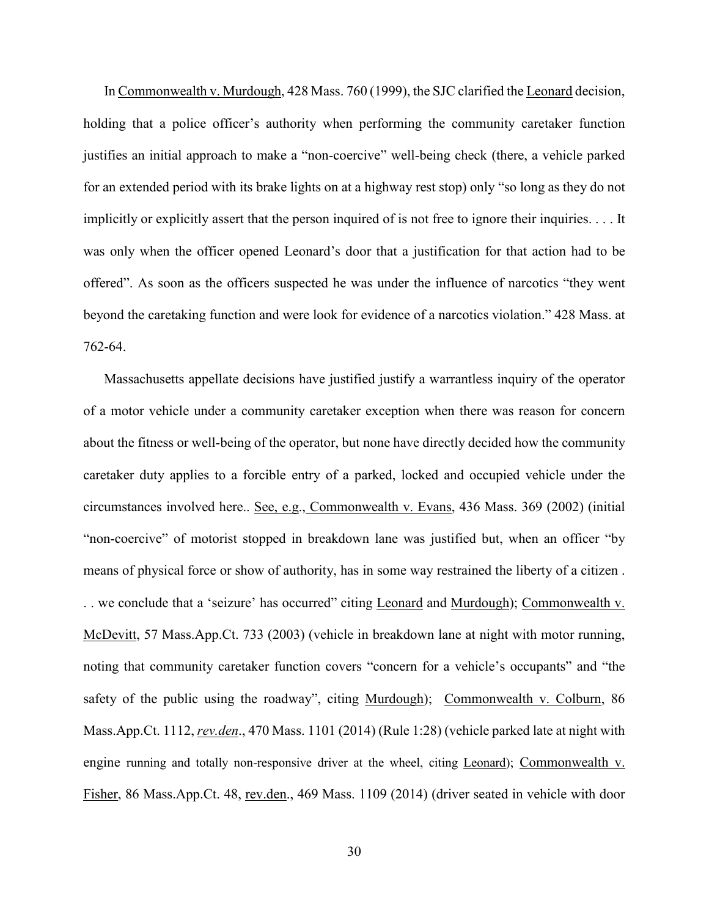In Commonwealth v. Murdough, 428 Mass. 760 (1999), the SJC clarified the Leonard decision, holding that a police officer's authority when performing the community caretaker function justifies an initial approach to make a "non-coercive" well-being check (there, a vehicle parked for an extended period with its brake lights on at a highway rest stop) only "so long as they do not implicitly or explicitly assert that the person inquired of is not free to ignore their inquiries. . . . It was only when the officer opened Leonard's door that a justification for that action had to be offered". As soon as the officers suspected he was under the influence of narcotics "they went beyond the caretaking function and were look for evidence of a narcotics violation." 428 Mass. at 762-64.

Massachusetts appellate decisions have justified justify a warrantless inquiry of the operator of a motor vehicle under a community caretaker exception when there was reason for concern about the fitness or well-being of the operator, but none have directly decided how the community caretaker duty applies to a forcible entry of a parked, locked and occupied vehicle under the circumstances involved here.. See, e.g., Commonwealth v. Evans, 436 Mass. 369 (2002) (initial "non-coercive" of motorist stopped in breakdown lane was justified but, when an officer "by means of physical force or show of authority, has in some way restrained the liberty of a citizen . . . we conclude that a 'seizure' has occurred" citing Leonard and Murdough); Commonwealth v. McDevitt, 57 Mass.App.Ct. 733 (2003) (vehicle in breakdown lane at night with motor running, noting that community caretaker function covers "concern for a vehicle's occupants" and "the safety of the public using the roadway", citing Murdough); Commonwealth v. Colburn, 86 Mass.App.Ct. 1112, *rev.den*., 470 Mass. 1101 (2014) (Rule 1:28) (vehicle parked late at night with engine running and totally non-responsive driver at the wheel, citing Leonard); Commonwealth v. Fisher, 86 Mass.App.Ct. 48, rev.den., 469 Mass. 1109 (2014) (driver seated in vehicle with door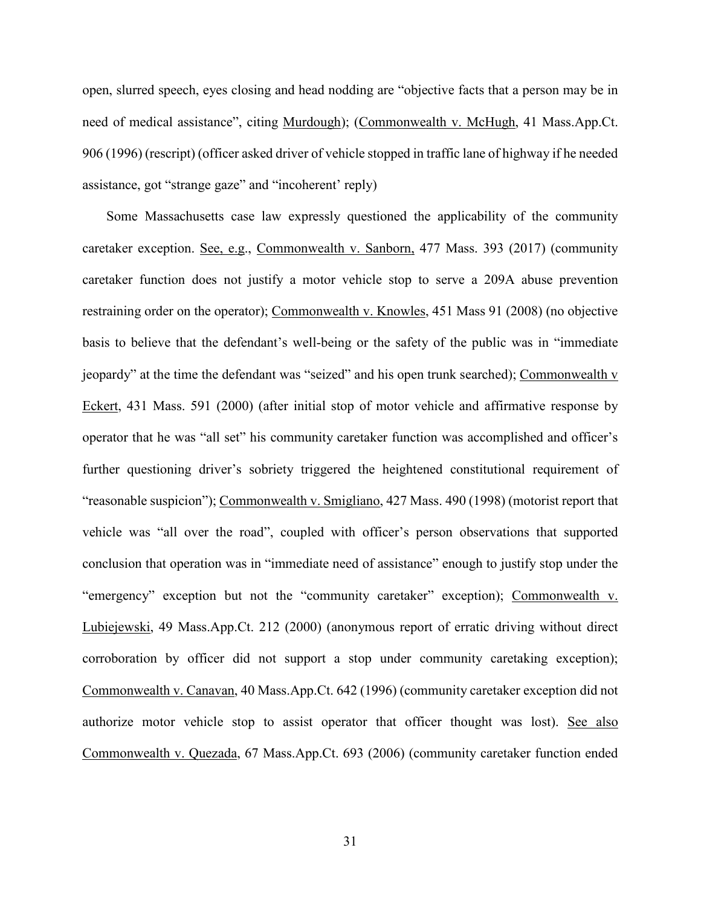open, slurred speech, eyes closing and head nodding are "objective facts that a person may be in need of medical assistance", citing Murdough); (Commonwealth v. McHugh, 41 Mass.App.Ct. 906 (1996) (rescript) (officer asked driver of vehicle stopped in traffic lane of highway if he needed assistance, got "strange gaze" and "incoherent' reply)

Some Massachusetts case law expressly questioned the applicability of the community caretaker exception. See, e.g., Commonwealth v. Sanborn, 477 Mass. 393 (2017) (community caretaker function does not justify a motor vehicle stop to serve a 209A abuse prevention restraining order on the operator); Commonwealth v. Knowles, 451 Mass 91 (2008) (no objective basis to believe that the defendant's well-being or the safety of the public was in "immediate jeopardy" at the time the defendant was "seized" and his open trunk searched); Commonwealth v Eckert, 431 Mass. 591 (2000) (after initial stop of motor vehicle and affirmative response by operator that he was "all set" his community caretaker function was accomplished and officer's further questioning driver's sobriety triggered the heightened constitutional requirement of "reasonable suspicion"); Commonwealth v. Smigliano, 427 Mass. 490 (1998) (motorist report that vehicle was "all over the road", coupled with officer's person observations that supported conclusion that operation was in "immediate need of assistance" enough to justify stop under the "emergency" exception but not the "community caretaker" exception); Commonwealth v. Lubiejewski, 49 Mass.App.Ct. 212 (2000) (anonymous report of erratic driving without direct corroboration by officer did not support a stop under community caretaking exception); Commonwealth v. Canavan, 40 Mass.App.Ct. 642 (1996) (community caretaker exception did not authorize motor vehicle stop to assist operator that officer thought was lost). See also Commonwealth v. Quezada, 67 Mass.App.Ct. 693 (2006) (community caretaker function ended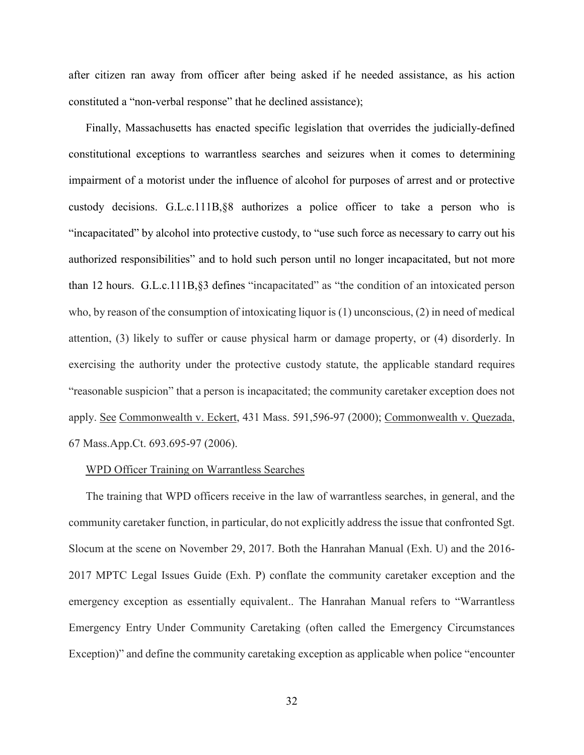after citizen ran away from officer after being asked if he needed assistance, as his action constituted a "non-verbal response" that he declined assistance);

Finally, Massachusetts has enacted specific legislation that overrides the judicially-defined constitutional exceptions to warrantless searches and seizures when it comes to determining impairment of a motorist under the influence of alcohol for purposes of arrest and or protective custody decisions. G.L.c.111B,§8 authorizes a police officer to take a person who is "incapacitated" by alcohol into protective custody, to "use such force as necessary to carry out his authorized responsibilities" and to hold such person until no longer incapacitated, but not more than 12 hours. G.L.c.111B,§3 defines "incapacitated" as "the condition of an intoxicated person who, by reason of the consumption of intoxicating liquor is (1) unconscious, (2) in need of medical attention, (3) likely to suffer or cause physical harm or damage property, or (4) disorderly. In exercising the authority under the protective custody statute, the applicable standard requires "reasonable suspicion" that a person is incapacitated; the community caretaker exception does not apply. See Commonwealth v. Eckert, 431 Mass. 591,596-97 (2000); Commonwealth v. Quezada, 67 Mass.App.Ct. 693.695-97 (2006).

WPD Officer Training on Warrantless Searches

The training that WPD officers receive in the law of warrantless searches, in general, and the community caretaker function, in particular, do not explicitly address the issue that confronted Sgt. Slocum at the scene on November 29, 2017. Both the Hanrahan Manual (Exh. U) and the 2016-2017 MPTC Legal Issues Guide (Exh. P) conflate the community caretaker exception and the emergency exception as essentially equivalent.. The Hanrahan Manual refers to "Warrantless Emergency Entry Under Community Caretaking (often called the Emergency Circumstances Exception)" and define the community caretaking exception as applicable when police "encounter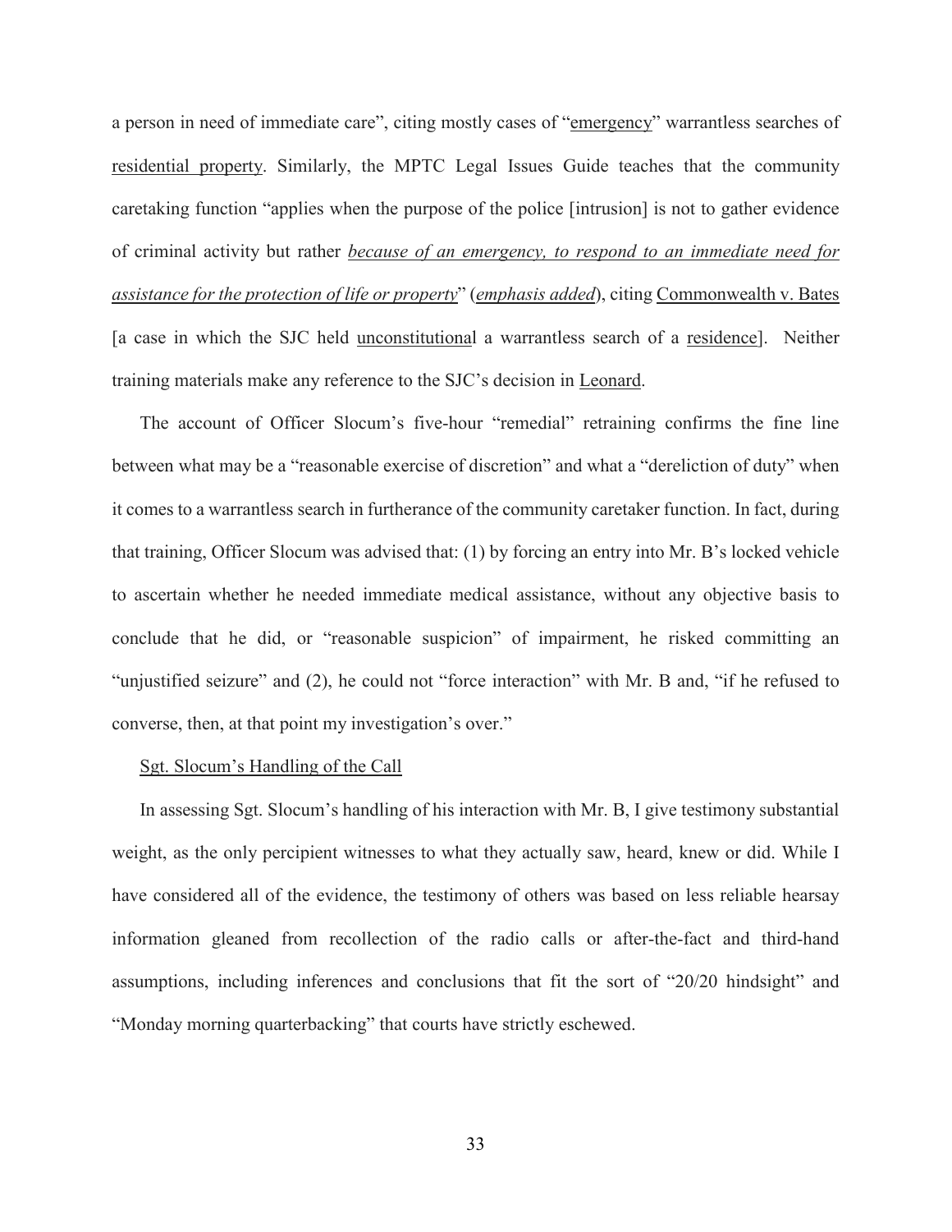a person in need of immediate care", citing mostly cases of "emergency" warrantless searches of residential property. Similarly, the MPTC Legal Issues Guide teaches that the community caretaking function "applies when the purpose of the police [intrusion] is not to gather evidence of criminal activity but rather *because of an emergency, to respond to an immediate need for assistance for the protection of life or property*" (*emphasis added*), citing Commonwealth v. Bates [a case in which the SJC held unconstitutional a warrantless search of a residence]. Neither training materials make any reference to the SJC's decision in Leonard.

The account of Officer Slocum's five-hour "remedial" retraining confirms the fine line between what may be a "reasonable exercise of discretion" and what a "dereliction of duty" when it comes to a warrantless search in furtherance of the community caretaker function. In fact, during that training, Officer Slocum was advised that: (1) by forcing an entry into Mr. B's locked vehicle to ascertain whether he needed immediate medical assistance, without any objective basis to conclude that he did, or "reasonable suspicion" of impairment, he risked committing an "unjustified seizure" and (2), he could not "force interaction" with Mr. B and, "if he refused to converse, then, at that point my investigation's over."

Sgt. Slocum's Handling of the Call

In assessing Sgt. Slocum's handling of his interaction with Mr. B, I give testimony substantial weight, as the only percipient witnesses to what they actually saw, heard, knew or did. While I have considered all of the evidence, the testimony of others was based on less reliable hearsay information gleaned from recollection of the radio calls or after-the-fact and third-hand assumptions, including inferences and conclusions that fit the sort of "20/20 hindsight" and "Monday morning quarterbacking" that courts have strictly eschewed.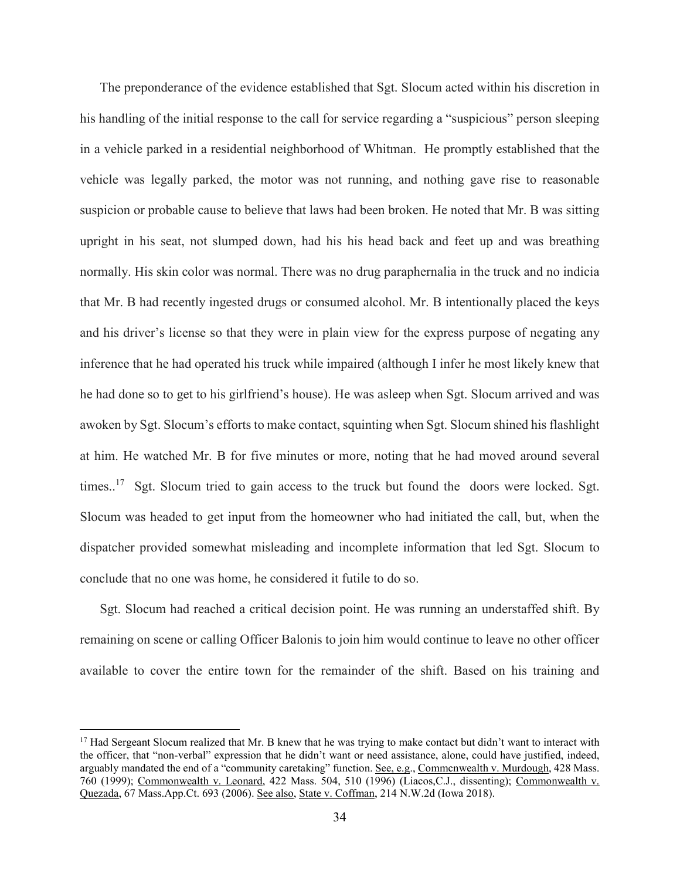The preponderance of the evidence established that Sgt. Slocum acted within his discretion in his handling of the initial response to the call for service regarding a "suspicious" person sleeping in a vehicle parked in a residential neighborhood of Whitman. He promptly established that the vehicle was legally parked, the motor was not running, and nothing gave rise to reasonable suspicion or probable cause to believe that laws had been broken. He noted that Mr. B was sitting upright in his seat, not slumped down, had his his head back and feet up and was breathing normally. His skin color was normal. There was no drug paraphernalia in the truck and no indicia that Mr. B had recently ingested drugs or consumed alcohol. Mr. B intentionally placed the keys and his driver's license so that they were in plain view for the express purpose of negating any inference that he had operated his truck while impaired (although I infer he most likely knew that he had done so to get to his girlfriend's house). He was asleep when Sgt. Slocum arrived and was awoken by Sgt. Slocum's efforts to make contact, squinting when Sgt. Slocum shined his flashlight at him. He watched Mr. B for five minutes or more, noting that he had moved around several times..[17] Sgt. Slocum tried to gain access to the truck but found the doors were locked. Sgt. Slocum was headed to get input from the homeowner who had initiated the call, but, when the dispatcher provided somewhat misleading and incomplete information that led Sgt. Slocum to conclude that no one was home, he considered it futile to do so.

Sgt. Slocum had reached a critical decision point. He was running an understaffed shift. By remaining on scene or calling Officer Balonis to join him would continue to leave no other officer available to cover the entire town for the remainder of the shift. Based on his training and

---

[17] Had Sergeant Slocum realized that Mr. B knew that he was trying to make contact but didn't want to interact with the officer, that "non-verbal" expression that he didn't want or need assistance, alone, could have justified, indeed, arguably mandated the end of a "community caretaking" function. See, e.g., Commcnwealth v. Murdough, 428 Mass. 760 (1999); Commonwealth v. Leonard, 422 Mass. 504, 510 (1996) (Liacos,C.J., dissenting); Commonwealth v. Quezada, 67 Mass.App.Ct. 693 (2006). See also, State v. Coffman, 214 N.W.2d (Iowa 2018).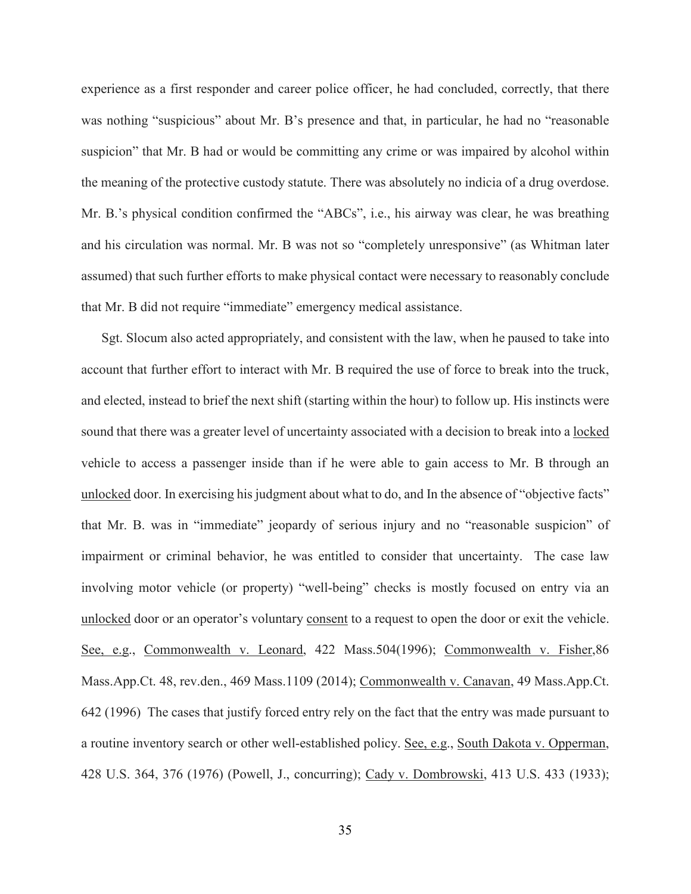experience as a first responder and career police officer, he had concluded, correctly, that there was nothing "suspicious" about Mr. B's presence and that, in particular, he had no "reasonable suspicion" that Mr. B had or would be committing any crime or was impaired by alcohol within the meaning of the protective custody statute. There was absolutely no indicia of a drug overdose. Mr. B.'s physical condition confirmed the "ABCs", i.e., his airway was clear, he was breathing and his circulation was normal. Mr. B was not so "completely unresponsive" (as Whitman later assumed) that such further efforts to make physical contact were necessary to reasonably conclude that Mr. B did not require "immediate" emergency medical assistance.

Sgt. Slocum also acted appropriately, and consistent with the law, when he paused to take into account that further effort to interact with Mr. B required the use of force to break into the truck, and elected, instead to brief the next shift (starting within the hour) to follow up. His instincts were sound that there was a greater level of uncertainty associated with a decision to break into a <u>locked</u> vehicle to access a passenger inside than if he were able to gain access to Mr. B through an <u>unlocked</u> door. In exercising his judgment about what to do, and In the absence of "objective facts" that Mr. B. was in "immediate" jeopardy of serious injury and no "reasonable suspicion" of impairment or criminal behavior, he was entitled to consider that uncertainty. The case law involving motor vehicle (or property) "well-being" checks is mostly focused on entry via an <u>unlocked</u> door or an operator's voluntary <u>consent</u> to a request to open the door or exit the vehicle. <u>See, e.g</u>., <u>Commonwealth v. Leonard</u>, 422 Mass.504(1996); <u>Commonwealth v. Fisher</u>,86 Mass.App.Ct. 48, rev.den., 469 Mass.1109 (2014); <u>Commonwealth v. Canavan</u>, 49 Mass.App.Ct. 642 (1996) The cases that justify forced entry rely on the fact that the entry was made pursuant to a routine inventory search or other well-established policy. <u>See, e.g</u>., <u>South Dakota v. Opperman</u>, 428 U.S. 364, 376 (1976) (Powell, J., concurring); <u>Cady v. Dombrowski</u>, 413 U.S. 433 (1933);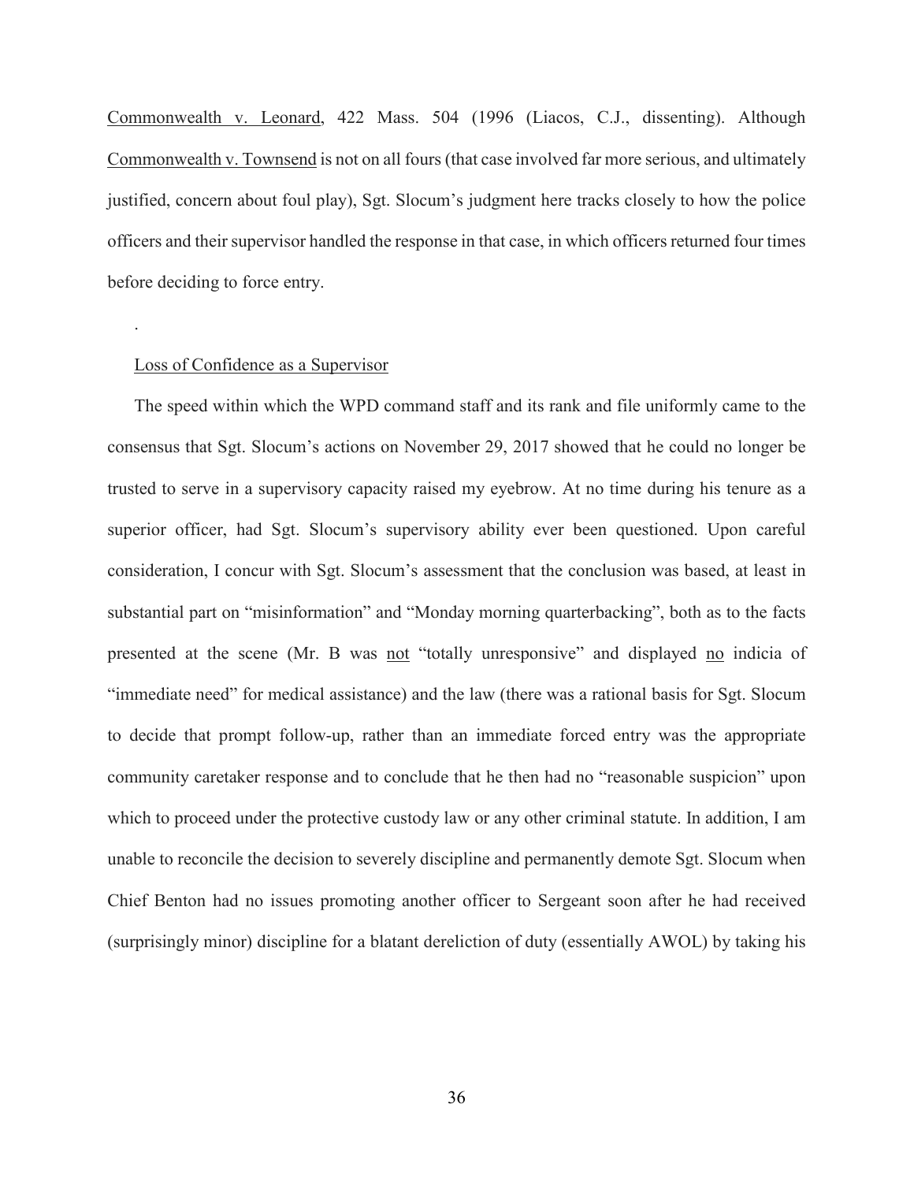Commonwealth v. Leonard, 422 Mass. 504 (1996 (Liacos, C.J., dissenting). Although Commonwealth v. Townsend is not on all fours (that case involved far more serious, and ultimately justified, concern about foul play), Sgt. Slocum's judgment here tracks closely to how the police officers and their supervisor handled the response in that case, in which officers returned four times before deciding to force entry.

.

Loss of Confidence as a Supervisor

The speed within which the WPD command staff and its rank and file uniformly came to the consensus that Sgt. Slocum's actions on November 29, 2017 showed that he could no longer be trusted to serve in a supervisory capacity raised my eyebrow. At no time during his tenure as a superior officer, had Sgt. Slocum's supervisory ability ever been questioned. Upon careful consideration, I concur with Sgt. Slocum's assessment that the conclusion was based, at least in substantial part on "misinformation" and "Monday morning quarterbacking", both as to the facts presented at the scene (Mr. B was not "totally unresponsive" and displayed no indicia of "immediate need" for medical assistance) and the law (there was a rational basis for Sgt. Slocum to decide that prompt follow-up, rather than an immediate forced entry was the appropriate community caretaker response and to conclude that he then had no "reasonable suspicion" upon which to proceed under the protective custody law or any other criminal statute. In addition, I am unable to reconcile the decision to severely discipline and permanently demote Sgt. Slocum when Chief Benton had no issues promoting another officer to Sergeant soon after he had received (surprisingly minor) discipline for a blatant dereliction of duty (essentially AWOL) by taking his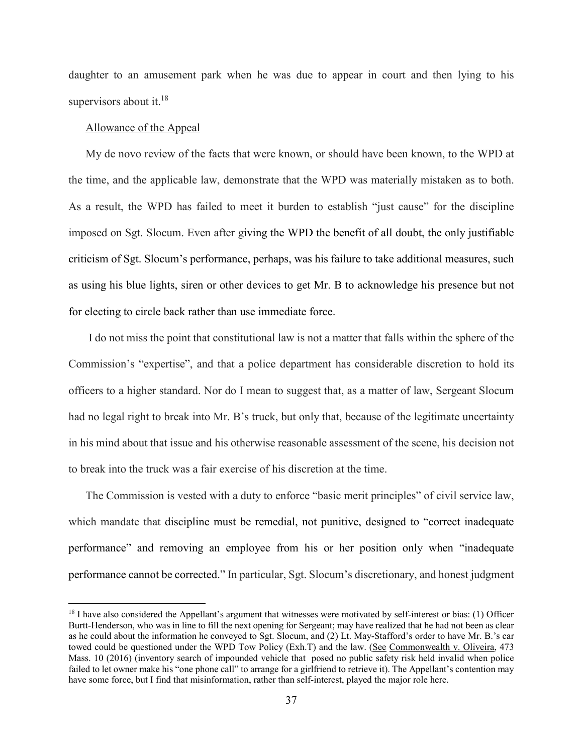daughter to an amusement park when he was due to appear in court and then lying to his supervisors about it.[18]

Allowance of the Appeal

My de novo review of the facts that were known, or should have been known, to the WPD at the time, and the applicable law, demonstrate that the WPD was materially mistaken as to both. As a result, the WPD has failed to meet it burden to establish "just cause" for the discipline imposed on Sgt. Slocum. Even after giving the WPD the benefit of all doubt, the only justifiable criticism of Sgt. Slocum's performance, perhaps, was his failure to take additional measures, such as using his blue lights, siren or other devices to get Mr. B to acknowledge his presence but not for electing to circle back rather than use immediate force.

I do not miss the point that constitutional law is not a matter that falls within the sphere of the Commission's "expertise", and that a police department has considerable discretion to hold its officers to a higher standard. Nor do I mean to suggest that, as a matter of law, Sergeant Slocum had no legal right to break into Mr. B's truck, but only that, because of the legitimate uncertainty in his mind about that issue and his otherwise reasonable assessment of the scene, his decision not to break into the truck was a fair exercise of his discretion at the time.

The Commission is vested with a duty to enforce "basic merit principles" of civil service law, which mandate that discipline must be remedial, not punitive, designed to "correct inadequate performance" and removing an employee from his or her position only when "inadequate performance cannot be corrected." In particular, Sgt. Slocum's discretionary, and honest judgment

---

[18] I have also considered the Appellant's argument that witnesses were motivated by self-interest or bias: (1) Officer Burtt-Henderson, who was in line to fill the next opening for Sergeant; may have realized that he had not been as clear as he could about the information he conveyed to Sgt. Slocum, and (2) Lt. May-Stafford's order to have Mr. B.'s car towed could be questioned under the WPD Tow Policy (Exh.T) and the law. (See Commonwealth v. Oliveira, 473 Mass. 10 (2016) (inventory search of impounded vehicle that posed no public safety risk held invalid when police failed to let owner make his "one phone call" to arrange for a girlfriend to retrieve it). The Appellant's contention may have some force, but I find that misinformation, rather than self-interest, played the major role here.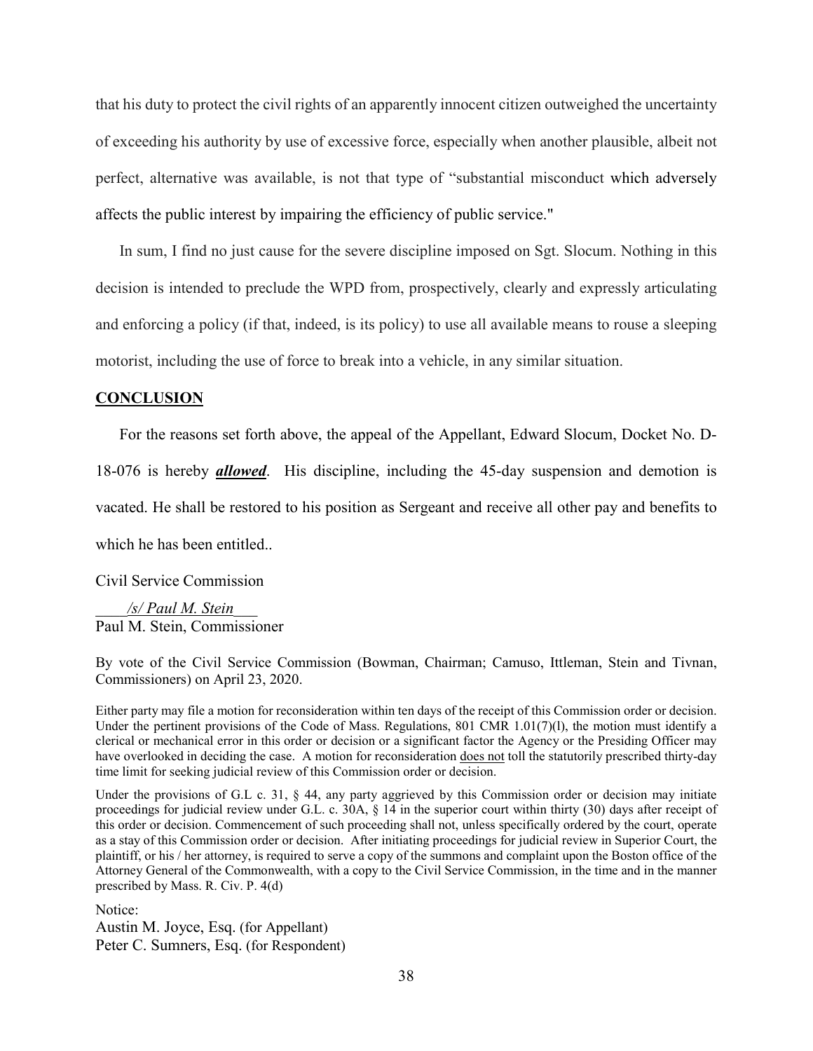that his duty to protect the civil rights of an apparently innocent citizen outweighed the uncertainty of exceeding his authority by use of excessive force, especially when another plausible, albeit not perfect, alternative was available, is not that type of "substantial misconduct which adversely affects the public interest by impairing the efficiency of public service."

In sum, I find no just cause for the severe discipline imposed on Sgt. Slocum. Nothing in this decision is intended to preclude the WPD from, prospectively, clearly and expressly articulating and enforcing a policy (if that, indeed, is its policy) to use all available means to rouse a sleeping motorist, including the use of force to break into a vehicle, in any similar situation.

## CONCLUSION

For the reasons set forth above, the appeal of the Appellant, Edward Slocum, Docket No. D-18-076 is hereby ***allowed***. His discipline, including the 45-day suspension and demotion is vacated. He shall be restored to his position as Sergeant and receive all other pay and benefits to which he has been entitled..

Civil Service Commission

*/s/ Paul M. Stein*
Paul M. Stein, Commissioner

By vote of the Civil Service Commission (Bowman, Chairman; Camuso, Ittleman, Stein and Tivnan, Commissioners) on April 23, 2020.

Either party may file a motion for reconsideration within ten days of the receipt of this Commission order or decision. Under the pertinent provisions of the Code of Mass. Regulations, 801 CMR 1.01(7)(l), the motion must identify a clerical or mechanical error in this order or decision or a significant factor the Agency or the Presiding Officer may have overlooked in deciding the case. A motion for reconsideration does not toll the statutorily prescribed thirty-day time limit for seeking judicial review of this Commission order or decision.

Under the provisions of G.L c. 31, § 44, any party aggrieved by this Commission order or decision may initiate proceedings for judicial review under G.L. c. 30A, § 14 in the superior court within thirty (30) days after receipt of this order or decision. Commencement of such proceeding shall not, unless specifically ordered by the court, operate as a stay of this Commission order or decision. After initiating proceedings for judicial review in Superior Court, the plaintiff, or his / her attorney, is required to serve a copy of the summons and complaint upon the Boston office of the Attorney General of the Commonwealth, with a copy to the Civil Service Commission, in the time and in the manner prescribed by Mass. R. Civ. P. 4(d)

Notice:
Austin M. Joyce, Esq. (for Appellant)
Peter C. Sumners, Esq. (for Respondent)